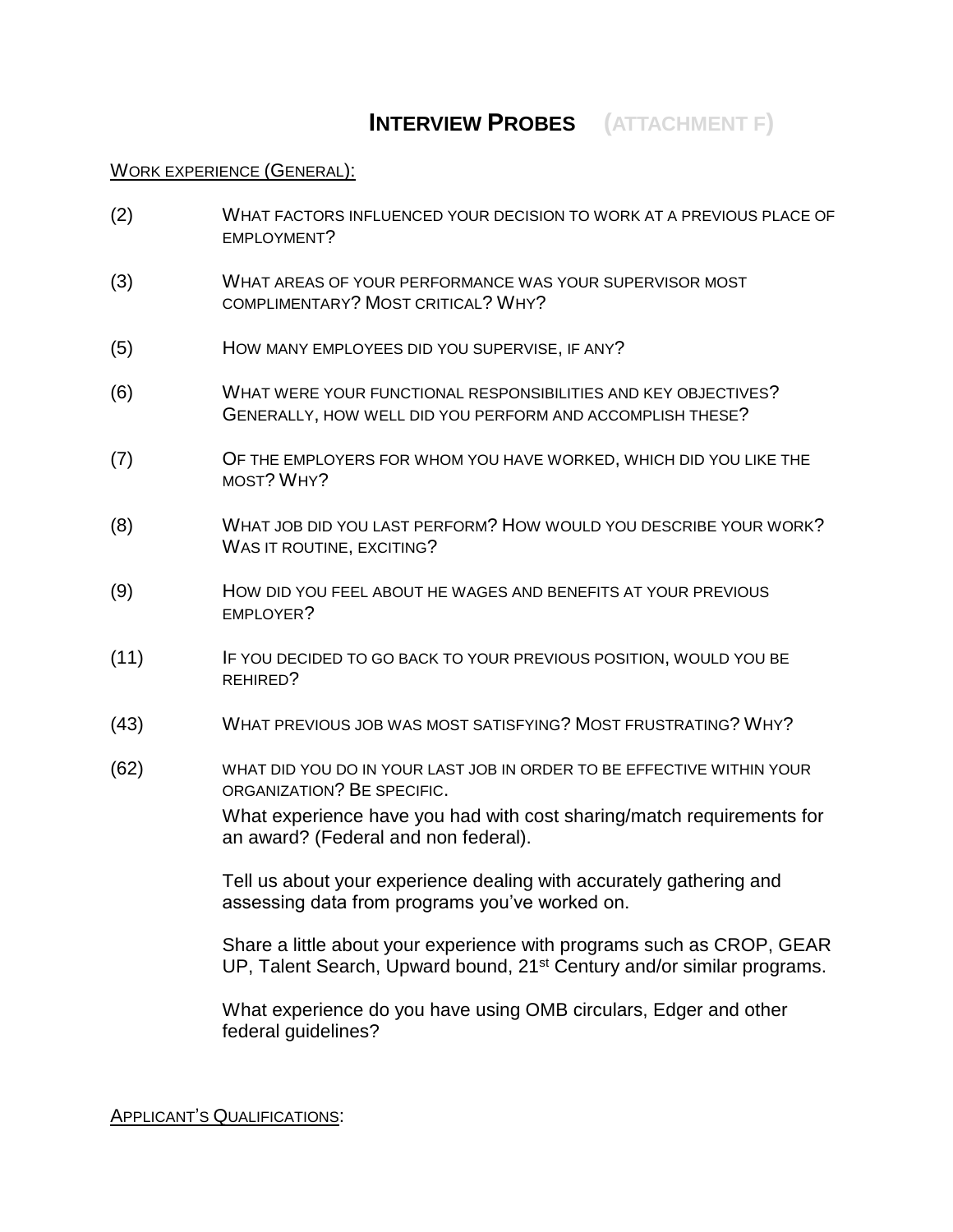# INTERVIEW PROBES (ATTACHMENT F)

WORK EXPERIENCE (GENERAL):

(2) WHAT FACTORS INFLUENCED YOUR DECISION TO WORK AT A PREVIOUS PLACE OF EMPLOYMENT?

(3) WHAT AREAS OF YOUR PERFORMANCE WAS YOUR SUPERVISOR MOST COMPLIMENTARY? MOST CRITICAL? WHY?

(5) HOW MANY EMPLOYEES DID YOU SUPERVISE, IF ANY?

(6) WHAT WERE YOUR FUNCTIONAL RESPONSIBILITIES AND KEY OBJECTIVES? GENERALLY, HOW WELL DID YOU PERFORM AND ACCOMPLISH THESE?

(7) OF THE EMPLOYERS FOR WHOM YOU HAVE WORKED, WHICH DID YOU LIKE THE MOST? WHY?

(8) WHAT JOB DID YOU LAST PERFORM? HOW WOULD YOU DESCRIBE YOUR WORK? WAS IT ROUTINE, EXCITING?

(9) HOW DID YOU FEEL ABOUT HE WAGES AND BENEFITS AT YOUR PREVIOUS EMPLOYER?

(11) IF YOU DECIDED TO GO BACK TO YOUR PREVIOUS POSITION, WOULD YOU BE REHIRED?

(43) WHAT PREVIOUS JOB WAS MOST SATISFYING? MOST FRUSTRATING? WHY?

(62) WHAT DID YOU DO IN YOUR LAST JOB IN ORDER TO BE EFFECTIVE WITHIN YOUR ORGANIZATION? BE SPECIFIC.

What experience have you had with cost sharing/match requirements for an award? (Federal and non federal).

Tell us about your experience dealing with accurately gathering and assessing data from programs you've worked on.

Share a little about your experience with programs such as CROP, GEAR UP, Talent Search, Upward bound, 21st Century and/or similar programs.

What experience do you have using OMB circulars, Edger and other federal guidelines?

APPLICANT'S QUALIFICATIONS: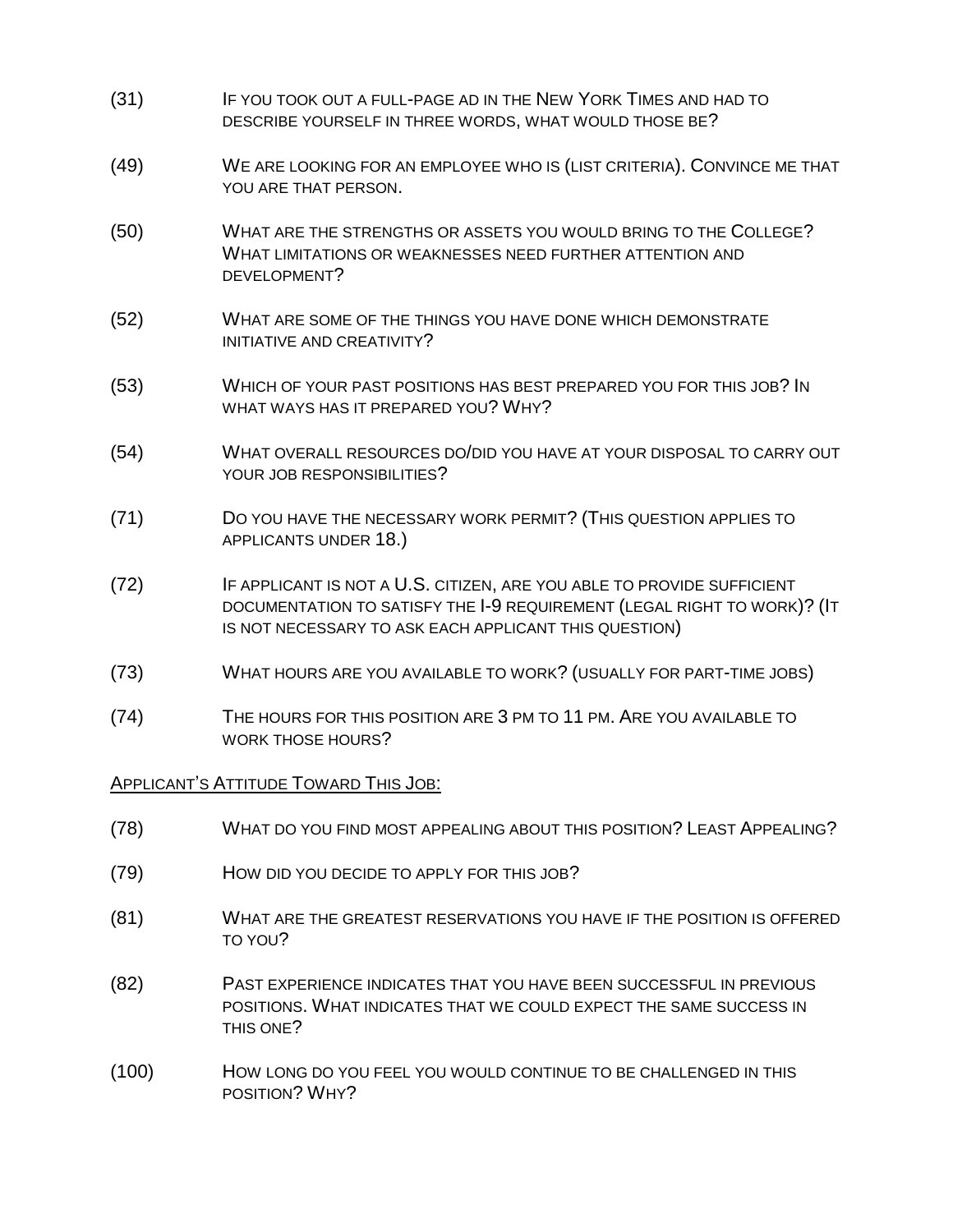(31) IF YOU TOOK OUT A FULL-PAGE AD IN THE NEW YORK TIMES AND HAD TO DESCRIBE YOURSELF IN THREE WORDS, WHAT WOULD THOSE BE?

(49) WE ARE LOOKING FOR AN EMPLOYEE WHO IS (LIST CRITERIA). CONVINCE ME THAT YOU ARE THAT PERSON.

(50) WHAT ARE THE STRENGTHS OR ASSETS YOU WOULD BRING TO THE COLLEGE? WHAT LIMITATIONS OR WEAKNESSES NEED FURTHER ATTENTION AND DEVELOPMENT?

(52) WHAT ARE SOME OF THE THINGS YOU HAVE DONE WHICH DEMONSTRATE INITIATIVE AND CREATIVITY?

(53) WHICH OF YOUR PAST POSITIONS HAS BEST PREPARED YOU FOR THIS JOB? IN WHAT WAYS HAS IT PREPARED YOU? WHY?

(54) WHAT OVERALL RESOURCES DO/DID YOU HAVE AT YOUR DISPOSAL TO CARRY OUT YOUR JOB RESPONSIBILITIES?

(71) DO YOU HAVE THE NECESSARY WORK PERMIT? (THIS QUESTION APPLIES TO APPLICANTS UNDER 18.)

(72) IF APPLICANT IS NOT A U.S. CITIZEN, ARE YOU ABLE TO PROVIDE SUFFICIENT DOCUMENTATION TO SATISFY THE I-9 REQUIREMENT (LEGAL RIGHT TO WORK)? (IT IS NOT NECESSARY TO ASK EACH APPLICANT THIS QUESTION)

(73) WHAT HOURS ARE YOU AVAILABLE TO WORK? (USUALLY FOR PART-TIME JOBS)

(74) THE HOURS FOR THIS POSITION ARE 3 PM TO 11 PM. ARE YOU AVAILABLE TO WORK THOSE HOURS?

<u>APPLICANT'S ATTITUDE TOWARD THIS JOB:</u>

(78) WHAT DO YOU FIND MOST APPEALING ABOUT THIS POSITION? LEAST APPEALING?

(79) HOW DID YOU DECIDE TO APPLY FOR THIS JOB?

(81) WHAT ARE THE GREATEST RESERVATIONS YOU HAVE IF THE POSITION IS OFFERED TO YOU?

(82) PAST EXPERIENCE INDICATES THAT YOU HAVE BEEN SUCCESSFUL IN PREVIOUS POSITIONS. WHAT INDICATES THAT WE COULD EXPECT THE SAME SUCCESS IN THIS ONE?

(100) HOW LONG DO YOU FEEL YOU WOULD CONTINUE TO BE CHALLENGED IN THIS POSITION? WHY?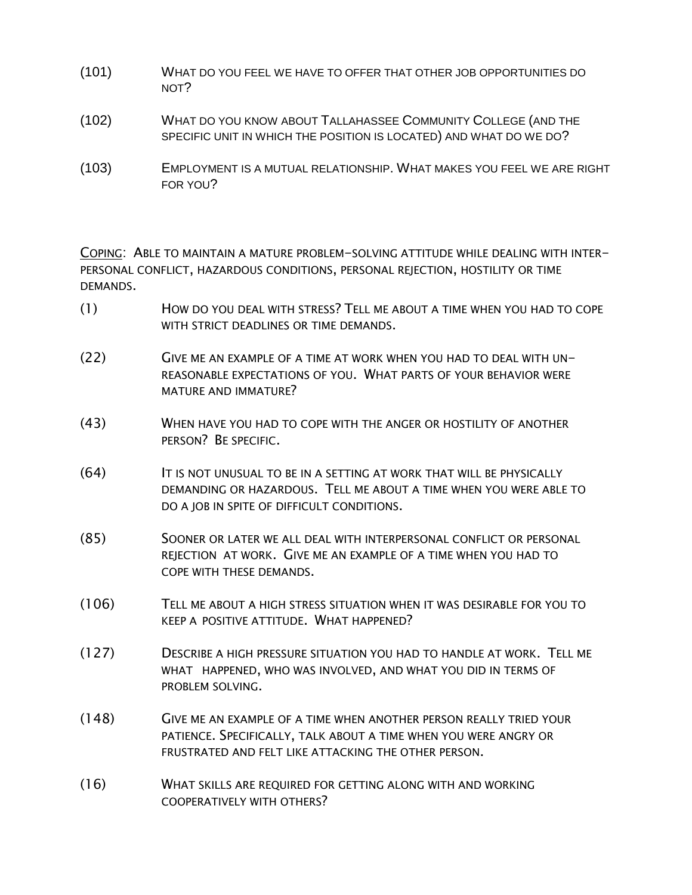(101) WHAT DO YOU FEEL WE HAVE TO OFFER THAT OTHER JOB OPPORTUNITIES DO NOT?

(102) WHAT DO YOU KNOW ABOUT TALLAHASSEE COMMUNITY COLLEGE (AND THE SPECIFIC UNIT IN WHICH THE POSITION IS LOCATED) AND WHAT DO WE DO?

(103) EMPLOYMENT IS A MUTUAL RELATIONSHIP. WHAT MAKES YOU FEEL WE ARE RIGHT FOR YOU?

<u>COPING</u>: ABLE TO MAINTAIN A MATURE PROBLEM-SOLVING ATTITUDE WHILE DEALING WITH INTER-PERSONAL CONFLICT, HAZARDOUS CONDITIONS, PERSONAL REJECTION, HOSTILITY OR TIME DEMANDS.

(1) HOW DO YOU DEAL WITH STRESS? TELL ME ABOUT A TIME WHEN YOU HAD TO COPE WITH STRICT DEADLINES OR TIME DEMANDS.

(22) GIVE ME AN EXAMPLE OF A TIME AT WORK WHEN YOU HAD TO DEAL WITH UN-REASONABLE EXPECTATIONS OF YOU. WHAT PARTS OF YOUR BEHAVIOR WERE MATURE AND IMMATURE?

(43) WHEN HAVE YOU HAD TO COPE WITH THE ANGER OR HOSTILITY OF ANOTHER PERSON? BE SPECIFIC.

(64) IT IS NOT UNUSUAL TO BE IN A SETTING AT WORK THAT WILL BE PHYSICALLY DEMANDING OR HAZARDOUS. TELL ME ABOUT A TIME WHEN YOU WERE ABLE TO DO A JOB IN SPITE OF DIFFICULT CONDITIONS.

(85) SOONER OR LATER WE ALL DEAL WITH INTERPERSONAL CONFLICT OR PERSONAL REJECTION AT WORK. GIVE ME AN EXAMPLE OF A TIME WHEN YOU HAD TO COPE WITH THESE DEMANDS.

(106) TELL ME ABOUT A HIGH STRESS SITUATION WHEN IT WAS DESIRABLE FOR YOU TO KEEP A POSITIVE ATTITUDE. WHAT HAPPENED?

(127) DESCRIBE A HIGH PRESSURE SITUATION YOU HAD TO HANDLE AT WORK. TELL ME WHAT HAPPENED, WHO WAS INVOLVED, AND WHAT YOU DID IN TERMS OF PROBLEM SOLVING.

(148) GIVE ME AN EXAMPLE OF A TIME WHEN ANOTHER PERSON REALLY TRIED YOUR PATIENCE. SPECIFICALLY, TALK ABOUT A TIME WHEN YOU WERE ANGRY OR FRUSTRATED AND FELT LIKE ATTACKING THE OTHER PERSON.

(16) WHAT SKILLS ARE REQUIRED FOR GETTING ALONG WITH AND WORKING COOPERATIVELY WITH OTHERS?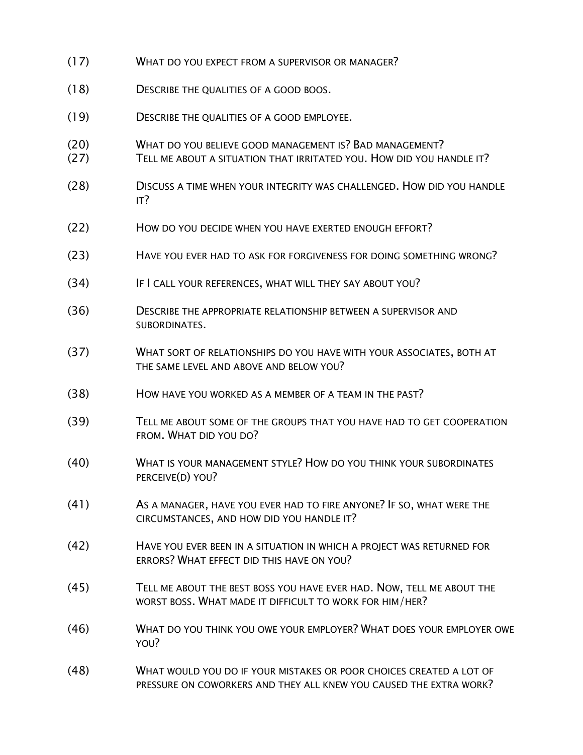(17) WHAT DO YOU EXPECT FROM A SUPERVISOR OR MANAGER?

(18) DESCRIBE THE QUALITIES OF A GOOD BOOS.

(19) DESCRIBE THE QUALITIES OF A GOOD EMPLOYEE.

(20) WHAT DO YOU BELIEVE GOOD MANAGEMENT IS? BAD MANAGEMENT?

(27) TELL ME ABOUT A SITUATION THAT IRRITATED YOU. HOW DID YOU HANDLE IT?

(28) DISCUSS A TIME WHEN YOUR INTEGRITY WAS CHALLENGED. HOW DID YOU HANDLE IT?

(22) HOW DO YOU DECIDE WHEN YOU HAVE EXERTED ENOUGH EFFORT?

(23) HAVE YOU EVER HAD TO ASK FOR FORGIVENESS FOR DOING SOMETHING WRONG?

(34) IF I CALL YOUR REFERENCES, WHAT WILL THEY SAY ABOUT YOU?

(36) DESCRIBE THE APPROPRIATE RELATIONSHIP BETWEEN A SUPERVISOR AND SUBORDINATES.

(37) WHAT SORT OF RELATIONSHIPS DO YOU HAVE WITH YOUR ASSOCIATES, BOTH AT THE SAME LEVEL AND ABOVE AND BELOW YOU?

(38) HOW HAVE YOU WORKED AS A MEMBER OF A TEAM IN THE PAST?

(39) TELL ME ABOUT SOME OF THE GROUPS THAT YOU HAVE HAD TO GET COOPERATION FROM. WHAT DID YOU DO?

(40) WHAT IS YOUR MANAGEMENT STYLE? HOW DO YOU THINK YOUR SUBORDINATES PERCEIVE(D) YOU?

(41) AS A MANAGER, HAVE YOU EVER HAD TO FIRE ANYONE? IF SO, WHAT WERE THE CIRCUMSTANCES, AND HOW DID YOU HANDLE IT?

(42) HAVE YOU EVER BEEN IN A SITUATION IN WHICH A PROJECT WAS RETURNED FOR ERRORS? WHAT EFFECT DID THIS HAVE ON YOU?

(45) TELL ME ABOUT THE BEST BOSS YOU HAVE EVER HAD. NOW, TELL ME ABOUT THE WORST BOSS. WHAT MADE IT DIFFICULT TO WORK FOR HIM/HER?

(46) WHAT DO YOU THINK YOU OWE YOUR EMPLOYER? WHAT DOES YOUR EMPLOYER OWE YOU?

(48) WHAT WOULD YOU DO IF YOUR MISTAKES OR POOR CHOICES CREATED A LOT OF PRESSURE ON COWORKERS AND THEY ALL KNEW YOU CAUSED THE EXTRA WORK?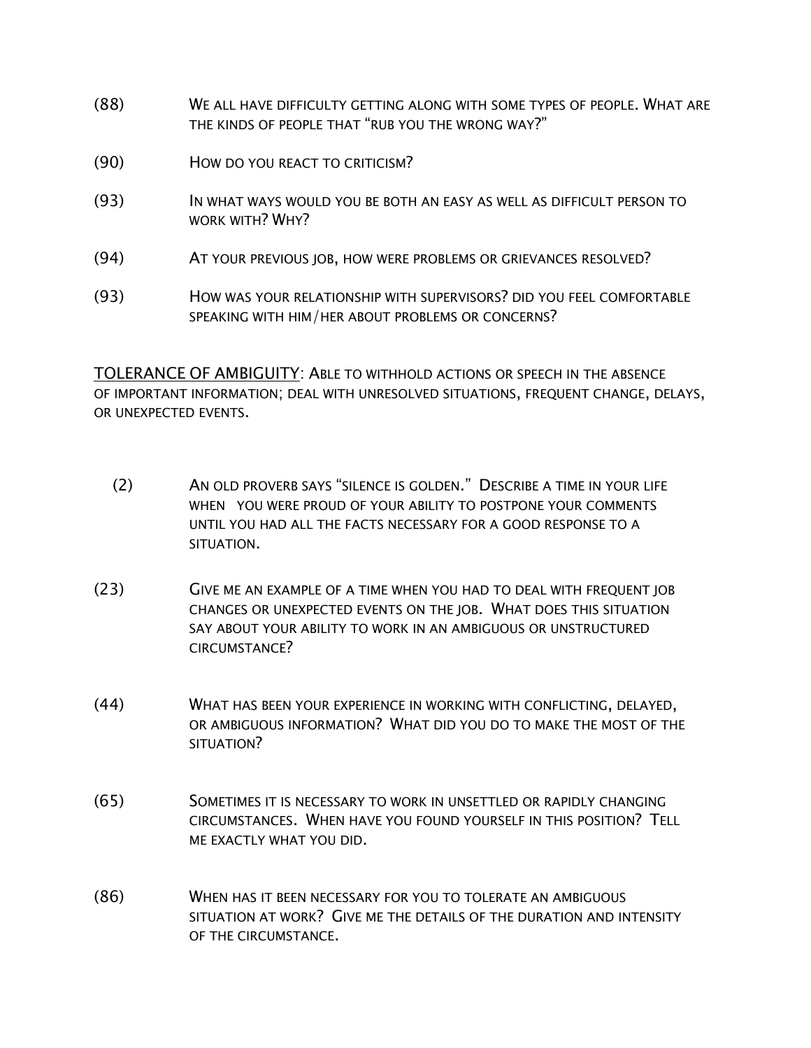(88) We all have difficulty getting along with some types of people. What are the kinds of people that "rub you the wrong way?"

(90) How do you react to criticism?

(93) In what ways would you be both an easy as well as difficult person to work with? Why?

(94) At your previous job, how were problems or grievances resolved?

(93) How was your relationship with supervisors? Did you feel comfortable speaking with him/her about problems or concerns?

TOLERANCE OF AMBIGUITY: Able to withhold actions or speech in the absence of important information; deal with unresolved situations, frequent change, delays, or unexpected events.

(2) An old proverb says "silence is golden." Describe a time in your life when you were proud of your ability to postpone your comments until you had all the facts necessary for a good response to a situation.

(23) Give me an example of a time when you had to deal with frequent job changes or unexpected events on the job. What does this situation say about your ability to work in an ambiguous or unstructured circumstance?

(44) What has been your experience in working with conflicting, delayed, or ambiguous information? What did you do to make the most of the situation?

(65) Sometimes it is necessary to work in unsettled or rapidly changing circumstances. When have you found yourself in this position? Tell me exactly what you did.

(86) When has it been necessary for you to tolerate an ambiguous situation at work? Give me the details of the duration and intensity of the circumstance.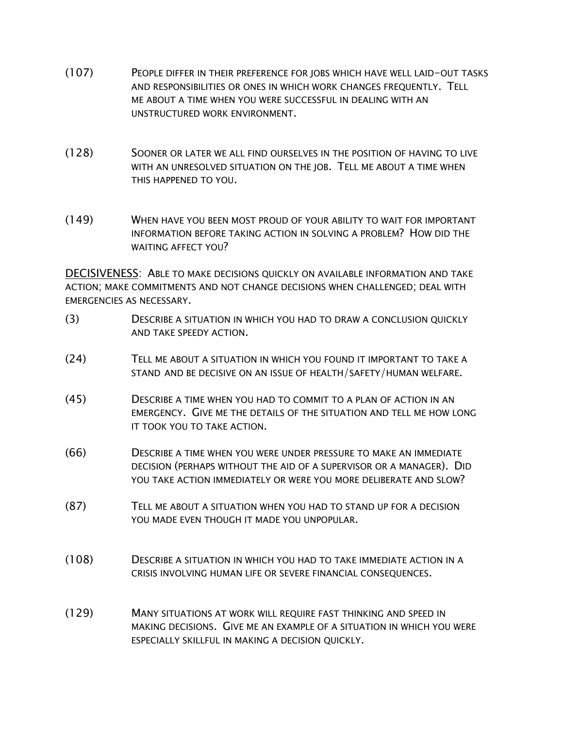(107) People differ in their preference for jobs which have well laid-out tasks and responsibilities or ones in which work changes frequently. Tell me about a time when you were successful in dealing with an unstructured work environment.

(128) Sooner or later we all find ourselves in the position of having to live with an unresolved situation on the job. Tell me about a time when this happened to you.

(149) When have you been most proud of your ability to wait for important information before taking action in solving a problem? How did the waiting affect you?

<u>DECISIVENESS</u>: Able to make decisions quickly on available information and take action; make commitments and not change decisions when challenged; deal with emergencies as necessary.

(3) Describe a situation in which you had to draw a conclusion quickly and take speedy action.

(24) Tell me about a situation in which you found it important to take a stand and be decisive on an issue of health/safety/human welfare.

(45) Describe a time when you had to commit to a plan of action in an emergency. Give me the details of the situation and tell me how long it took you to take action.

(66) Describe a time when you were under pressure to make an immediate decision (perhaps without the aid of a supervisor or a manager). Did you take action immediately or were you more deliberate and slow?

(87) Tell me about a situation when you had to stand up for a decision you made even though it made you unpopular.

(108) Describe a situation in which you had to take immediate action in a crisis involving human life or severe financial consequences.

(129) Many situations at work will require fast thinking and speed in making decisions. Give me an example of a situation in which you were especially skillful in making a decision quickly.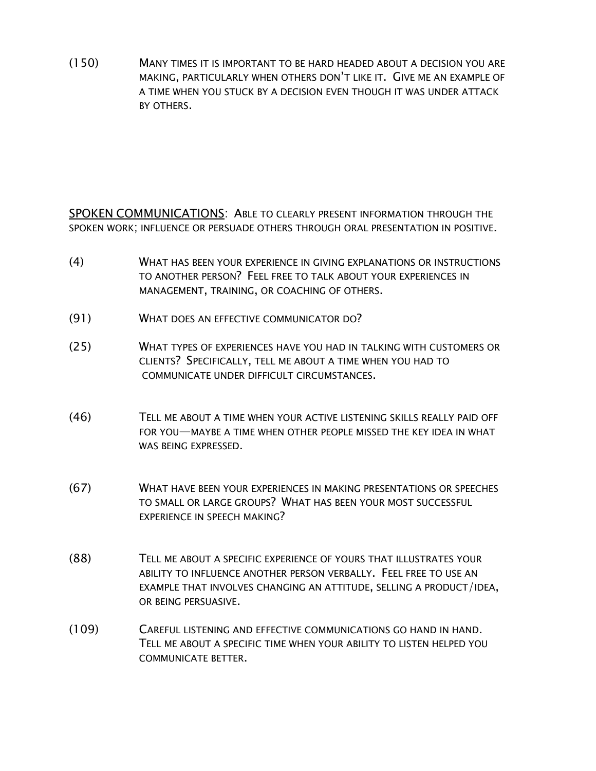(150) Many times it is important to be hard headed about a decision you are making, particularly when others don't like it. Give me an example of a time when you stuck by a decision even though it was under attack by others.

<u>SPOKEN COMMUNICATIONS</u>: Able to clearly present information through the spoken work; influence or persuade others through oral presentation in positive.

(4) What has been your experience in giving explanations or instructions to another person? Feel free to talk about your experiences in management, training, or coaching of others.

(91) What does an effective communicator do?

(25) What types of experiences have you had in talking with customers or clients? Specifically, tell me about a time when you had to communicate under difficult circumstances.

(46) Tell me about a time when your active listening skills really paid off for you—maybe a time when other people missed the key idea in what was being expressed.

(67) What have been your experiences in making presentations or speeches to small or large groups? What has been your most successful experience in speech making?

(88) Tell me about a specific experience of yours that illustrates your ability to influence another person verbally. Feel free to use an example that involves changing an attitude, selling a product/idea, or being persuasive.

(109) Careful listening and effective communications go hand in hand. Tell me about a specific time when your ability to listen helped you communicate better.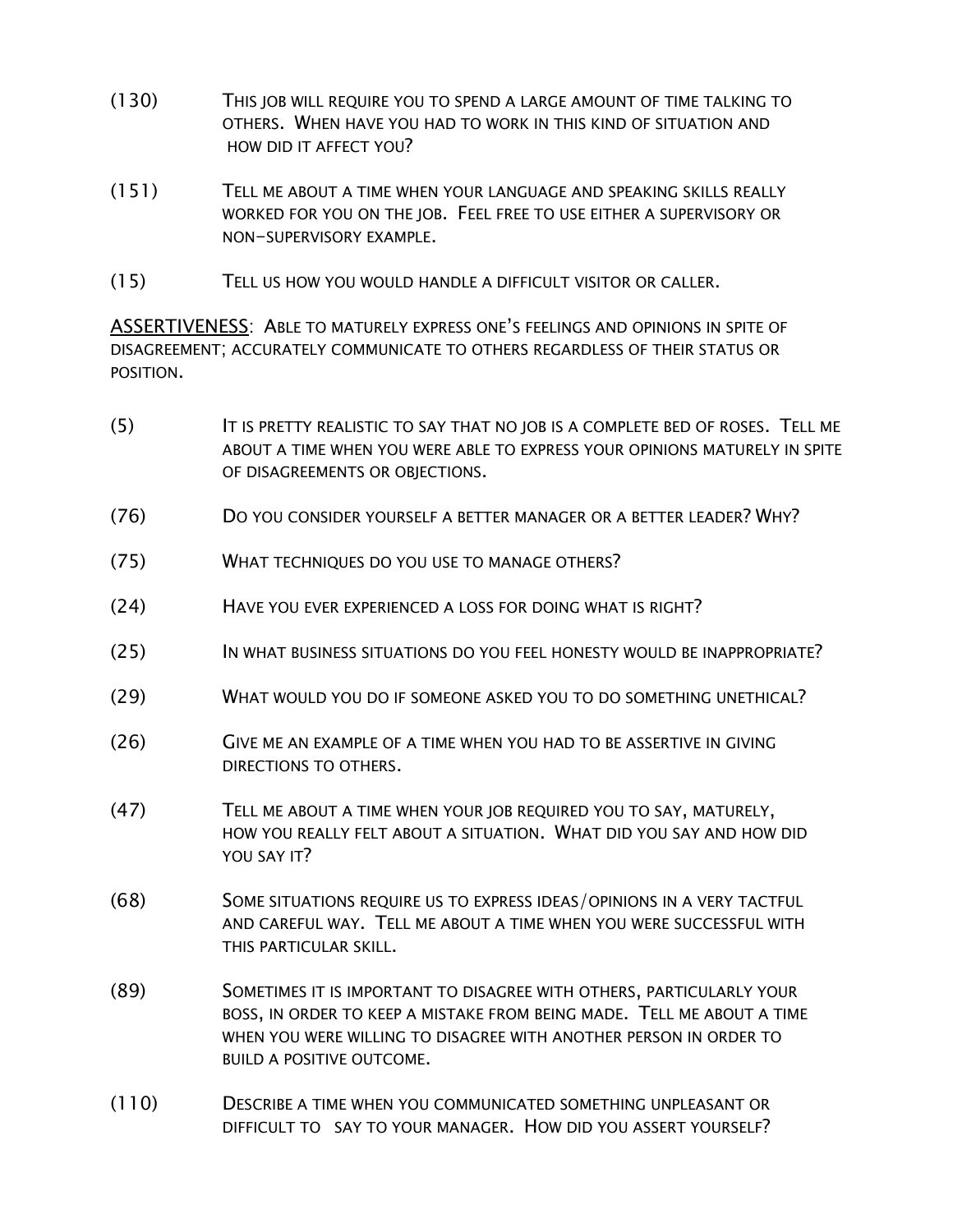(130) This job will require you to spend a large amount of time talking to others. When have you had to work in this kind of situation and how did it affect you?

(151) Tell me about a time when your language and speaking skills really worked for you on the job. Feel free to use either a supervisory or non-supervisory example.

(15) Tell us how you would handle a difficult visitor or caller.

<u>ASSERTIVENESS</u>: Able to maturely express one's feelings and opinions in spite of disagreement; accurately communicate to others regardless of their status or position.

(5) It is pretty realistic to say that no job is a complete bed of roses. Tell me about a time when you were able to express your opinions maturely in spite of disagreements or objections.

(76) Do you consider yourself a better manager or a better leader? Why?

(75) What techniques do you use to manage others?

(24) Have you ever experienced a loss for doing what is right?

(25) In what business situations do you feel honesty would be inappropriate?

(29) What would you do if someone asked you to do something unethical?

(26) Give me an example of a time when you had to be assertive in giving directions to others.

(47) Tell me about a time when your job required you to say, maturely, how you really felt about a situation. What did you say and how did you say it?

(68) Some situations require us to express ideas/opinions in a very tactful and careful way. Tell me about a time when you were successful with this particular skill.

(89) Sometimes it is important to disagree with others, particularly your boss, in order to keep a mistake from being made. Tell me about a time when you were willing to disagree with another person in order to build a positive outcome.

(110) Describe a time when you communicated something unpleasant or difficult to say to your manager. How did you assert yourself?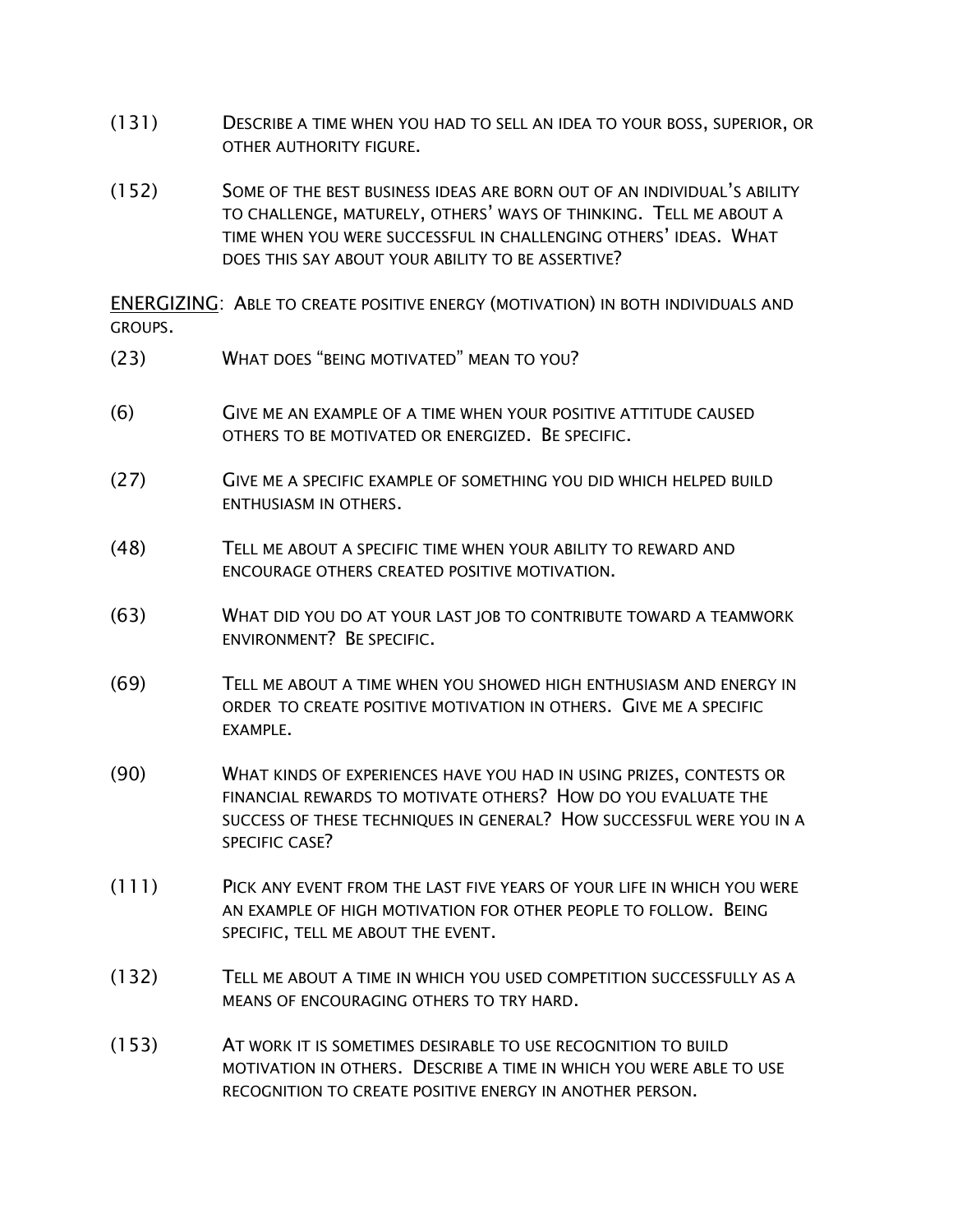(131) DESCRIBE A TIME WHEN YOU HAD TO SELL AN IDEA TO YOUR BOSS, SUPERIOR, OR OTHER AUTHORITY FIGURE.

(152) SOME OF THE BEST BUSINESS IDEAS ARE BORN OUT OF AN INDIVIDUAL'S ABILITY TO CHALLENGE, MATURELY, OTHERS' WAYS OF THINKING. TELL ME ABOUT A TIME WHEN YOU WERE SUCCESSFUL IN CHALLENGING OTHERS' IDEAS. WHAT DOES THIS SAY ABOUT YOUR ABILITY TO BE ASSERTIVE?

ENERGIZING: ABLE TO CREATE POSITIVE ENERGY (MOTIVATION) IN BOTH INDIVIDUALS AND GROUPS.

(23) WHAT DOES "BEING MOTIVATED" MEAN TO YOU?

(6) GIVE ME AN EXAMPLE OF A TIME WHEN YOUR POSITIVE ATTITUDE CAUSED OTHERS TO BE MOTIVATED OR ENERGIZED. BE SPECIFIC.

(27) GIVE ME A SPECIFIC EXAMPLE OF SOMETHING YOU DID WHICH HELPED BUILD ENTHUSIASM IN OTHERS.

(48) TELL ME ABOUT A SPECIFIC TIME WHEN YOUR ABILITY TO REWARD AND ENCOURAGE OTHERS CREATED POSITIVE MOTIVATION.

(63) WHAT DID YOU DO AT YOUR LAST JOB TO CONTRIBUTE TOWARD A TEAMWORK ENVIRONMENT? BE SPECIFIC.

(69) TELL ME ABOUT A TIME WHEN YOU SHOWED HIGH ENTHUSIASM AND ENERGY IN ORDER TO CREATE POSITIVE MOTIVATION IN OTHERS. GIVE ME A SPECIFIC EXAMPLE.

(90) WHAT KINDS OF EXPERIENCES HAVE YOU HAD IN USING PRIZES, CONTESTS OR FINANCIAL REWARDS TO MOTIVATE OTHERS? HOW DO YOU EVALUATE THE SUCCESS OF THESE TECHNIQUES IN GENERAL? HOW SUCCESSFUL WERE YOU IN A SPECIFIC CASE?

(111) PICK ANY EVENT FROM THE LAST FIVE YEARS OF YOUR LIFE IN WHICH YOU WERE AN EXAMPLE OF HIGH MOTIVATION FOR OTHER PEOPLE TO FOLLOW. BEING SPECIFIC, TELL ME ABOUT THE EVENT.

(132) TELL ME ABOUT A TIME IN WHICH YOU USED COMPETITION SUCCESSFULLY AS A MEANS OF ENCOURAGING OTHERS TO TRY HARD.

(153) AT WORK IT IS SOMETIMES DESIRABLE TO USE RECOGNITION TO BUILD MOTIVATION IN OTHERS. DESCRIBE A TIME IN WHICH YOU WERE ABLE TO USE RECOGNITION TO CREATE POSITIVE ENERGY IN ANOTHER PERSON.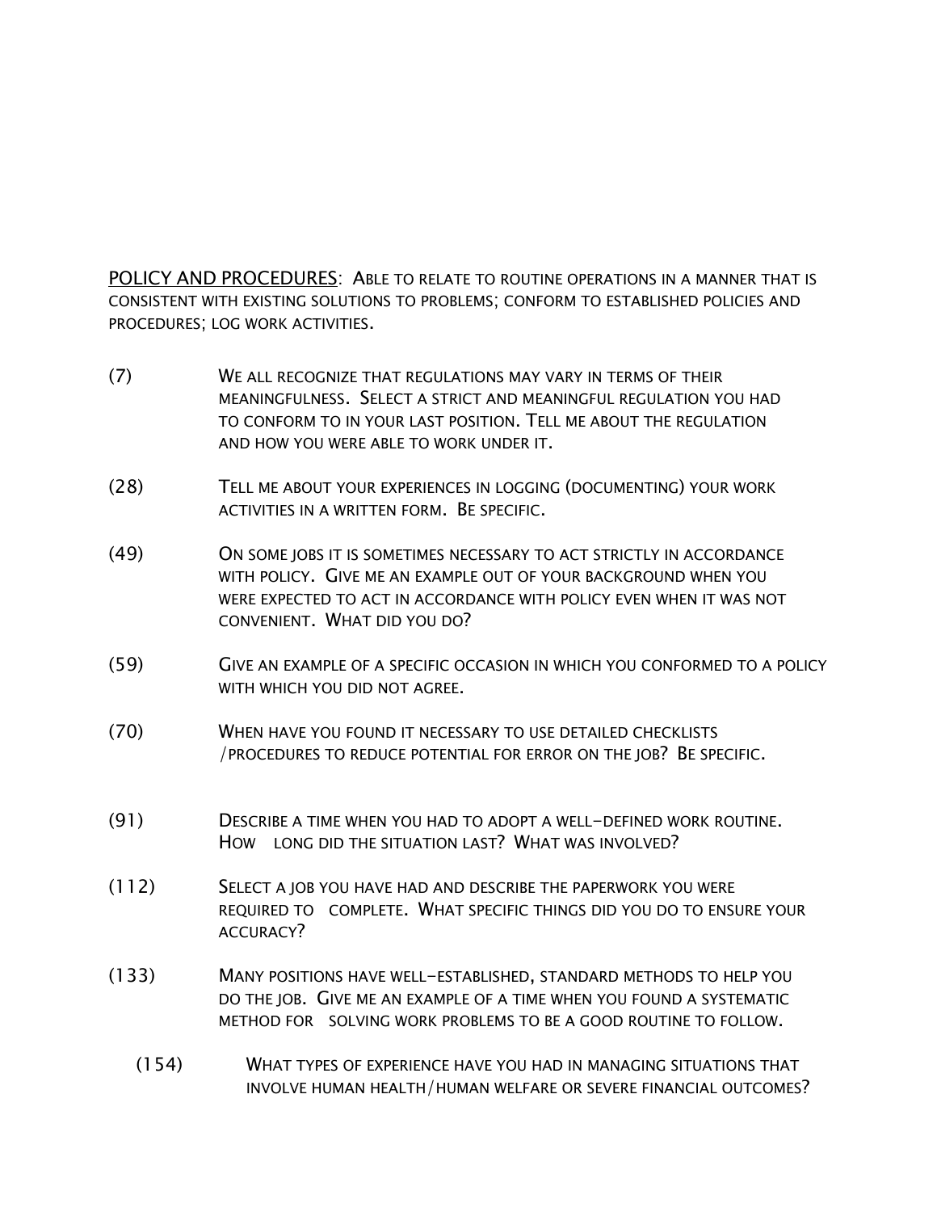<u>POLICY AND PROCEDURES</u>: ABLE TO RELATE TO ROUTINE OPERATIONS IN A MANNER THAT IS CONSISTENT WITH EXISTING SOLUTIONS TO PROBLEMS; CONFORM TO ESTABLISHED POLICIES AND PROCEDURES; LOG WORK ACTIVITIES.

(7) WE ALL RECOGNIZE THAT REGULATIONS MAY VARY IN TERMS OF THEIR MEANINGFULNESS. SELECT A STRICT AND MEANINGFUL REGULATION YOU HAD TO CONFORM TO IN YOUR LAST POSITION. TELL ME ABOUT THE REGULATION AND HOW YOU WERE ABLE TO WORK UNDER IT.

(28) TELL ME ABOUT YOUR EXPERIENCES IN LOGGING (DOCUMENTING) YOUR WORK ACTIVITIES IN A WRITTEN FORM. BE SPECIFIC.

(49) ON SOME JOBS IT IS SOMETIMES NECESSARY TO ACT STRICTLY IN ACCORDANCE WITH POLICY. GIVE ME AN EXAMPLE OUT OF YOUR BACKGROUND WHEN YOU WERE EXPECTED TO ACT IN ACCORDANCE WITH POLICY EVEN WHEN IT WAS NOT CONVENIENT. WHAT DID YOU DO?

(59) GIVE AN EXAMPLE OF A SPECIFIC OCCASION IN WHICH YOU CONFORMED TO A POLICY WITH WHICH YOU DID NOT AGREE.

(70) WHEN HAVE YOU FOUND IT NECESSARY TO USE DETAILED CHECKLISTS /PROCEDURES TO REDUCE POTENTIAL FOR ERROR ON THE JOB? BE SPECIFIC.

(91) DESCRIBE A TIME WHEN YOU HAD TO ADOPT A WELL-DEFINED WORK ROUTINE. HOW LONG DID THE SITUATION LAST? WHAT WAS INVOLVED?

(112) SELECT A JOB YOU HAVE HAD AND DESCRIBE THE PAPERWORK YOU WERE REQUIRED TO COMPLETE. WHAT SPECIFIC THINGS DID YOU DO TO ENSURE YOUR ACCURACY?

(133) MANY POSITIONS HAVE WELL-ESTABLISHED, STANDARD METHODS TO HELP YOU DO THE JOB. GIVE ME AN EXAMPLE OF A TIME WHEN YOU FOUND A SYSTEMATIC METHOD FOR SOLVING WORK PROBLEMS TO BE A GOOD ROUTINE TO FOLLOW.

(154) WHAT TYPES OF EXPERIENCE HAVE YOU HAD IN MANAGING SITUATIONS THAT INVOLVE HUMAN HEALTH/HUMAN WELFARE OR SEVERE FINANCIAL OUTCOMES?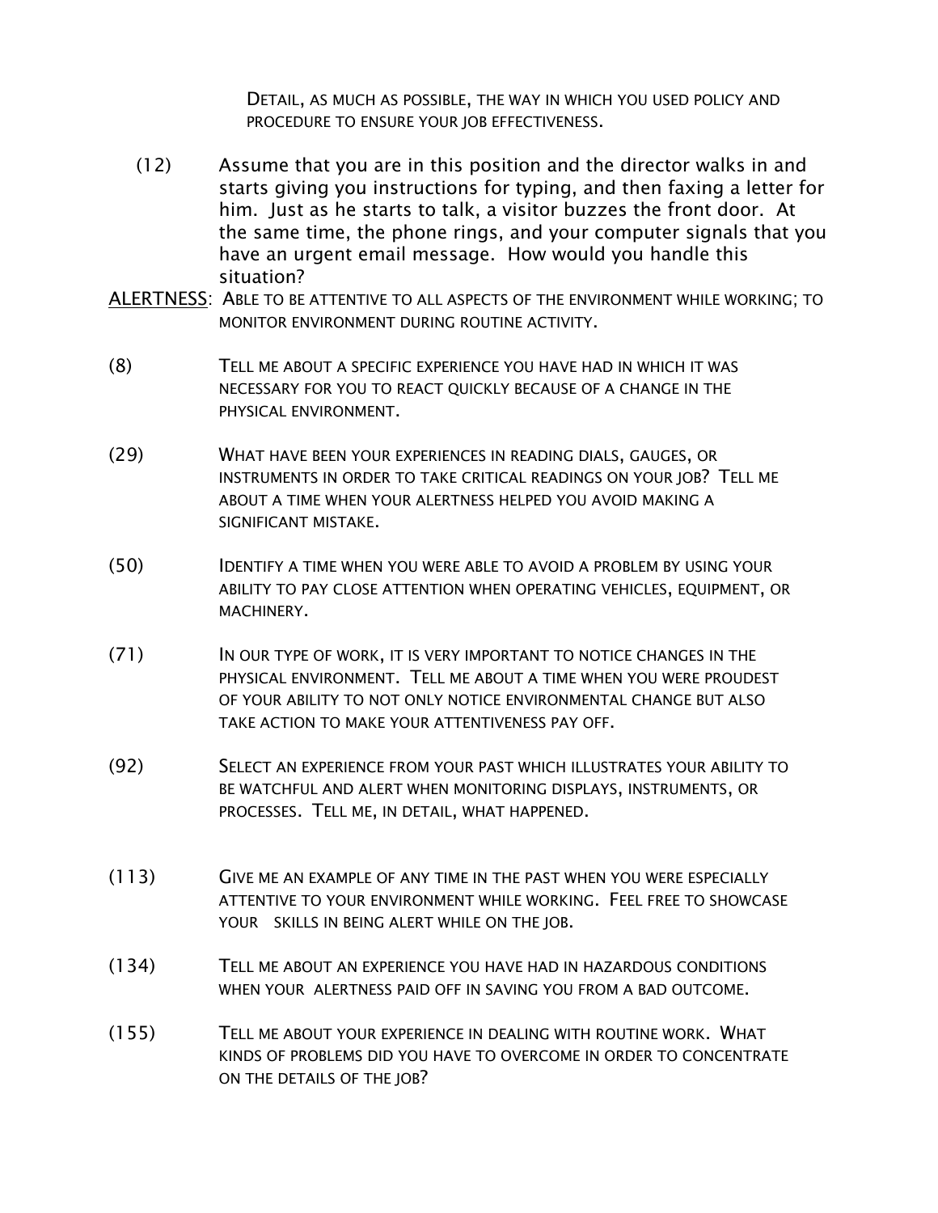DETAIL, AS MUCH AS POSSIBLE, THE WAY IN WHICH YOU USED POLICY AND PROCEDURE TO ENSURE YOUR JOB EFFECTIVENESS.

(12) Assume that you are in this position and the director walks in and starts giving you instructions for typing, and then faxing a letter for him. Just as he starts to talk, a visitor buzzes the front door. At the same time, the phone rings, and your computer signals that you have an urgent email message. How would you handle this situation?

ALERTNESS: ABLE TO BE ATTENTIVE TO ALL ASPECTS OF THE ENVIRONMENT WHILE WORKING; TO MONITOR ENVIRONMENT DURING ROUTINE ACTIVITY.

(8) TELL ME ABOUT A SPECIFIC EXPERIENCE YOU HAVE HAD IN WHICH IT WAS NECESSARY FOR YOU TO REACT QUICKLY BECAUSE OF A CHANGE IN THE PHYSICAL ENVIRONMENT.

(29) WHAT HAVE BEEN YOUR EXPERIENCES IN READING DIALS, GAUGES, OR INSTRUMENTS IN ORDER TO TAKE CRITICAL READINGS ON YOUR JOB? TELL ME ABOUT A TIME WHEN YOUR ALERTNESS HELPED YOU AVOID MAKING A SIGNIFICANT MISTAKE.

(50) IDENTIFY A TIME WHEN YOU WERE ABLE TO AVOID A PROBLEM BY USING YOUR ABILITY TO PAY CLOSE ATTENTION WHEN OPERATING VEHICLES, EQUIPMENT, OR MACHINERY.

(71) IN OUR TYPE OF WORK, IT IS VERY IMPORTANT TO NOTICE CHANGES IN THE PHYSICAL ENVIRONMENT. TELL ME ABOUT A TIME WHEN YOU WERE PROUDEST OF YOUR ABILITY TO NOT ONLY NOTICE ENVIRONMENTAL CHANGE BUT ALSO TAKE ACTION TO MAKE YOUR ATTENTIVENESS PAY OFF.

(92) SELECT AN EXPERIENCE FROM YOUR PAST WHICH ILLUSTRATES YOUR ABILITY TO BE WATCHFUL AND ALERT WHEN MONITORING DISPLAYS, INSTRUMENTS, OR PROCESSES. TELL ME, IN DETAIL, WHAT HAPPENED.

(113) GIVE ME AN EXAMPLE OF ANY TIME IN THE PAST WHEN YOU WERE ESPECIALLY ATTENTIVE TO YOUR ENVIRONMENT WHILE WORKING. FEEL FREE TO SHOWCASE YOUR SKILLS IN BEING ALERT WHILE ON THE JOB.

(134) TELL ME ABOUT AN EXPERIENCE YOU HAVE HAD IN HAZARDOUS CONDITIONS WHEN YOUR ALERTNESS PAID OFF IN SAVING YOU FROM A BAD OUTCOME.

(155) TELL ME ABOUT YOUR EXPERIENCE IN DEALING WITH ROUTINE WORK. WHAT KINDS OF PROBLEMS DID YOU HAVE TO OVERCOME IN ORDER TO CONCENTRATE ON THE DETAILS OF THE JOB?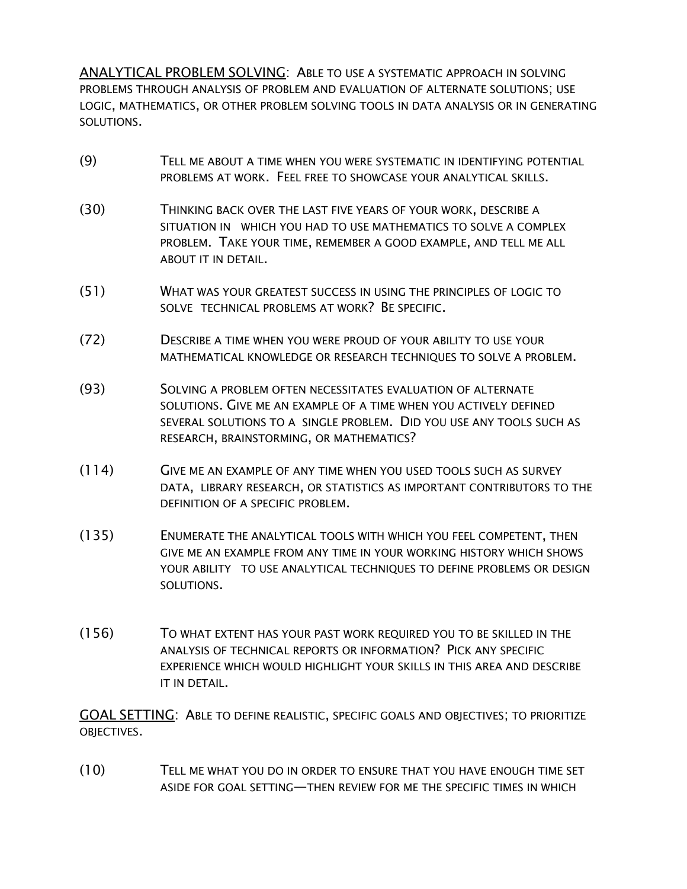<u>ANALYTICAL PROBLEM SOLVING</u>: ABLE TO USE A SYSTEMATIC APPROACH IN SOLVING PROBLEMS THROUGH ANALYSIS OF PROBLEM AND EVALUATION OF ALTERNATE SOLUTIONS; USE LOGIC, MATHEMATICS, OR OTHER PROBLEM SOLVING TOOLS IN DATA ANALYSIS OR IN GENERATING SOLUTIONS.

(9) TELL ME ABOUT A TIME WHEN YOU WERE SYSTEMATIC IN IDENTIFYING POTENTIAL PROBLEMS AT WORK. FEEL FREE TO SHOWCASE YOUR ANALYTICAL SKILLS.

(30) THINKING BACK OVER THE LAST FIVE YEARS OF YOUR WORK, DESCRIBE A SITUATION IN WHICH YOU HAD TO USE MATHEMATICS TO SOLVE A COMPLEX PROBLEM. TAKE YOUR TIME, REMEMBER A GOOD EXAMPLE, AND TELL ME ALL ABOUT IT IN DETAIL.

(51) WHAT WAS YOUR GREATEST SUCCESS IN USING THE PRINCIPLES OF LOGIC TO SOLVE TECHNICAL PROBLEMS AT WORK? BE SPECIFIC.

(72) DESCRIBE A TIME WHEN YOU WERE PROUD OF YOUR ABILITY TO USE YOUR MATHEMATICAL KNOWLEDGE OR RESEARCH TECHNIQUES TO SOLVE A PROBLEM.

(93) SOLVING A PROBLEM OFTEN NECESSITATES EVALUATION OF ALTERNATE SOLUTIONS. GIVE ME AN EXAMPLE OF A TIME WHEN YOU ACTIVELY DEFINED SEVERAL SOLUTIONS TO A SINGLE PROBLEM. DID YOU USE ANY TOOLS SUCH AS RESEARCH, BRAINSTORMING, OR MATHEMATICS?

(114) GIVE ME AN EXAMPLE OF ANY TIME WHEN YOU USED TOOLS SUCH AS SURVEY DATA, LIBRARY RESEARCH, OR STATISTICS AS IMPORTANT CONTRIBUTORS TO THE DEFINITION OF A SPECIFIC PROBLEM.

(135) ENUMERATE THE ANALYTICAL TOOLS WITH WHICH YOU FEEL COMPETENT, THEN GIVE ME AN EXAMPLE FROM ANY TIME IN YOUR WORKING HISTORY WHICH SHOWS YOUR ABILITY TO USE ANALYTICAL TECHNIQUES TO DEFINE PROBLEMS OR DESIGN SOLUTIONS.

(156) TO WHAT EXTENT HAS YOUR PAST WORK REQUIRED YOU TO BE SKILLED IN THE ANALYSIS OF TECHNICAL REPORTS OR INFORMATION? PICK ANY SPECIFIC EXPERIENCE WHICH WOULD HIGHLIGHT YOUR SKILLS IN THIS AREA AND DESCRIBE IT IN DETAIL.

<u>GOAL SETTING</u>: ABLE TO DEFINE REALISTIC, SPECIFIC GOALS AND OBJECTIVES; TO PRIORITIZE OBJECTIVES.

(10) TELL ME WHAT YOU DO IN ORDER TO ENSURE THAT YOU HAVE ENOUGH TIME SET ASIDE FOR GOAL SETTING—THEN REVIEW FOR ME THE SPECIFIC TIMES IN WHICH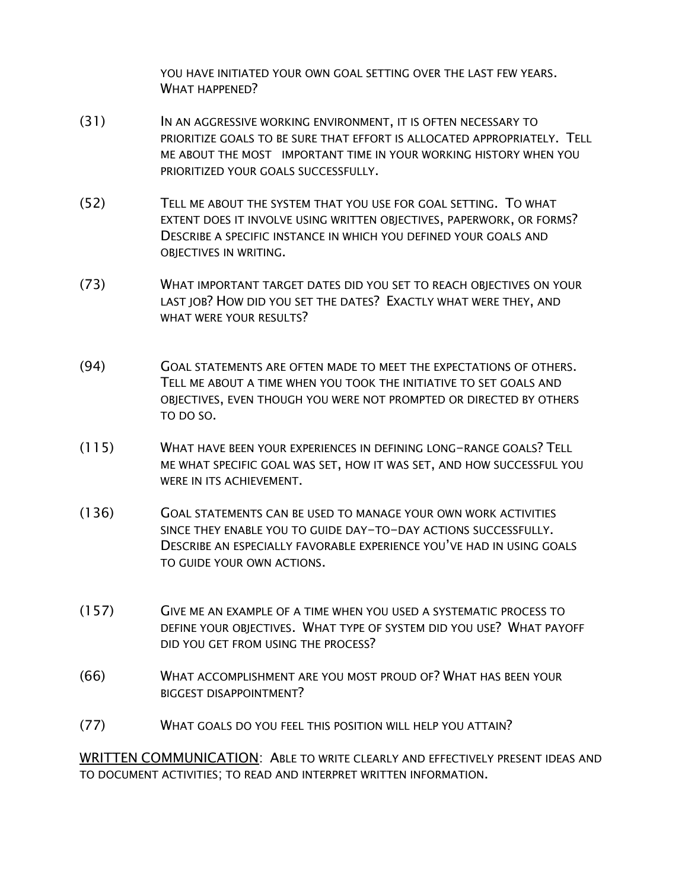YOU HAVE INITIATED YOUR OWN GOAL SETTING OVER THE LAST FEW YEARS. WHAT HAPPENED?

(31) IN AN AGGRESSIVE WORKING ENVIRONMENT, IT IS OFTEN NECESSARY TO PRIORITIZE GOALS TO BE SURE THAT EFFORT IS ALLOCATED APPROPRIATELY. TELL ME ABOUT THE MOST IMPORTANT TIME IN YOUR WORKING HISTORY WHEN YOU PRIORITIZED YOUR GOALS SUCCESSFULLY.

(52) TELL ME ABOUT THE SYSTEM THAT YOU USE FOR GOAL SETTING. TO WHAT EXTENT DOES IT INVOLVE USING WRITTEN OBJECTIVES, PAPERWORK, OR FORMS? DESCRIBE A SPECIFIC INSTANCE IN WHICH YOU DEFINED YOUR GOALS AND OBJECTIVES IN WRITING.

(73) WHAT IMPORTANT TARGET DATES DID YOU SET TO REACH OBJECTIVES ON YOUR LAST JOB? HOW DID YOU SET THE DATES? EXACTLY WHAT WERE THEY, AND WHAT WERE YOUR RESULTS?

(94) GOAL STATEMENTS ARE OFTEN MADE TO MEET THE EXPECTATIONS OF OTHERS. TELL ME ABOUT A TIME WHEN YOU TOOK THE INITIATIVE TO SET GOALS AND OBJECTIVES, EVEN THOUGH YOU WERE NOT PROMPTED OR DIRECTED BY OTHERS TO DO SO.

(115) WHAT HAVE BEEN YOUR EXPERIENCES IN DEFINING LONG-RANGE GOALS? TELL ME WHAT SPECIFIC GOAL WAS SET, HOW IT WAS SET, AND HOW SUCCESSFUL YOU WERE IN ITS ACHIEVEMENT.

(136) GOAL STATEMENTS CAN BE USED TO MANAGE YOUR OWN WORK ACTIVITIES SINCE THEY ENABLE YOU TO GUIDE DAY-TO-DAY ACTIONS SUCCESSFULLY. DESCRIBE AN ESPECIALLY FAVORABLE EXPERIENCE YOU'VE HAD IN USING GOALS TO GUIDE YOUR OWN ACTIONS.

(157) GIVE ME AN EXAMPLE OF A TIME WHEN YOU USED A SYSTEMATIC PROCESS TO DEFINE YOUR OBJECTIVES. WHAT TYPE OF SYSTEM DID YOU USE? WHAT PAYOFF DID YOU GET FROM USING THE PROCESS?

(66) WHAT ACCOMPLISHMENT ARE YOU MOST PROUD OF? WHAT HAS BEEN YOUR BIGGEST DISAPPOINTMENT?

(77) WHAT GOALS DO YOU FEEL THIS POSITION WILL HELP YOU ATTAIN?

<u>WRITTEN COMMUNICATION</u>: ABLE TO WRITE CLEARLY AND EFFECTIVELY PRESENT IDEAS AND TO DOCUMENT ACTIVITIES; TO READ AND INTERPRET WRITTEN INFORMATION.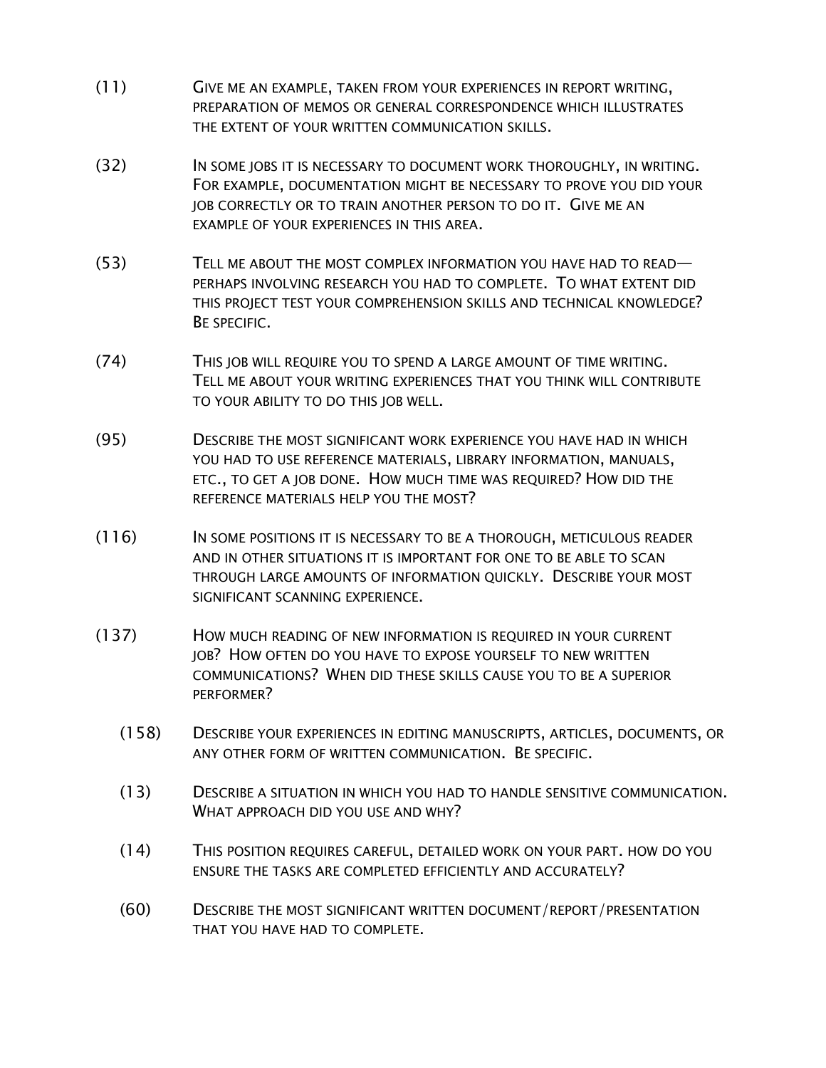(11) GIVE ME AN EXAMPLE, TAKEN FROM YOUR EXPERIENCES IN REPORT WRITING, PREPARATION OF MEMOS OR GENERAL CORRESPONDENCE WHICH ILLUSTRATES THE EXTENT OF YOUR WRITTEN COMMUNICATION SKILLS.

(32) IN SOME JOBS IT IS NECESSARY TO DOCUMENT WORK THOROUGHLY, IN WRITING. FOR EXAMPLE, DOCUMENTATION MIGHT BE NECESSARY TO PROVE YOU DID YOUR JOB CORRECTLY OR TO TRAIN ANOTHER PERSON TO DO IT. GIVE ME AN EXAMPLE OF YOUR EXPERIENCES IN THIS AREA.

(53) TELL ME ABOUT THE MOST COMPLEX INFORMATION YOU HAVE HAD TO READ—PERHAPS INVOLVING RESEARCH YOU HAD TO COMPLETE. TO WHAT EXTENT DID THIS PROJECT TEST YOUR COMPREHENSION SKILLS AND TECHNICAL KNOWLEDGE? BE SPECIFIC.

(74) THIS JOB WILL REQUIRE YOU TO SPEND A LARGE AMOUNT OF TIME WRITING. TELL ME ABOUT YOUR WRITING EXPERIENCES THAT YOU THINK WILL CONTRIBUTE TO YOUR ABILITY TO DO THIS JOB WELL.

(95) DESCRIBE THE MOST SIGNIFICANT WORK EXPERIENCE YOU HAVE HAD IN WHICH YOU HAD TO USE REFERENCE MATERIALS, LIBRARY INFORMATION, MANUALS, ETC., TO GET A JOB DONE. HOW MUCH TIME WAS REQUIRED? HOW DID THE REFERENCE MATERIALS HELP YOU THE MOST?

(116) IN SOME POSITIONS IT IS NECESSARY TO BE A THOROUGH, METICULOUS READER AND IN OTHER SITUATIONS IT IS IMPORTANT FOR ONE TO BE ABLE TO SCAN THROUGH LARGE AMOUNTS OF INFORMATION QUICKLY. DESCRIBE YOUR MOST SIGNIFICANT SCANNING EXPERIENCE.

(137) HOW MUCH READING OF NEW INFORMATION IS REQUIRED IN YOUR CURRENT JOB? HOW OFTEN DO YOU HAVE TO EXPOSE YOURSELF TO NEW WRITTEN COMMUNICATIONS? WHEN DID THESE SKILLS CAUSE YOU TO BE A SUPERIOR PERFORMER?

(158) DESCRIBE YOUR EXPERIENCES IN EDITING MANUSCRIPTS, ARTICLES, DOCUMENTS, OR ANY OTHER FORM OF WRITTEN COMMUNICATION. BE SPECIFIC.

(13) DESCRIBE A SITUATION IN WHICH YOU HAD TO HANDLE SENSITIVE COMMUNICATION. WHAT APPROACH DID YOU USE AND WHY?

(14) THIS POSITION REQUIRES CAREFUL, DETAILED WORK ON YOUR PART. HOW DO YOU ENSURE THE TASKS ARE COMPLETED EFFICIENTLY AND ACCURATELY?

(60) DESCRIBE THE MOST SIGNIFICANT WRITTEN DOCUMENT/REPORT/PRESENTATION THAT YOU HAVE HAD TO COMPLETE.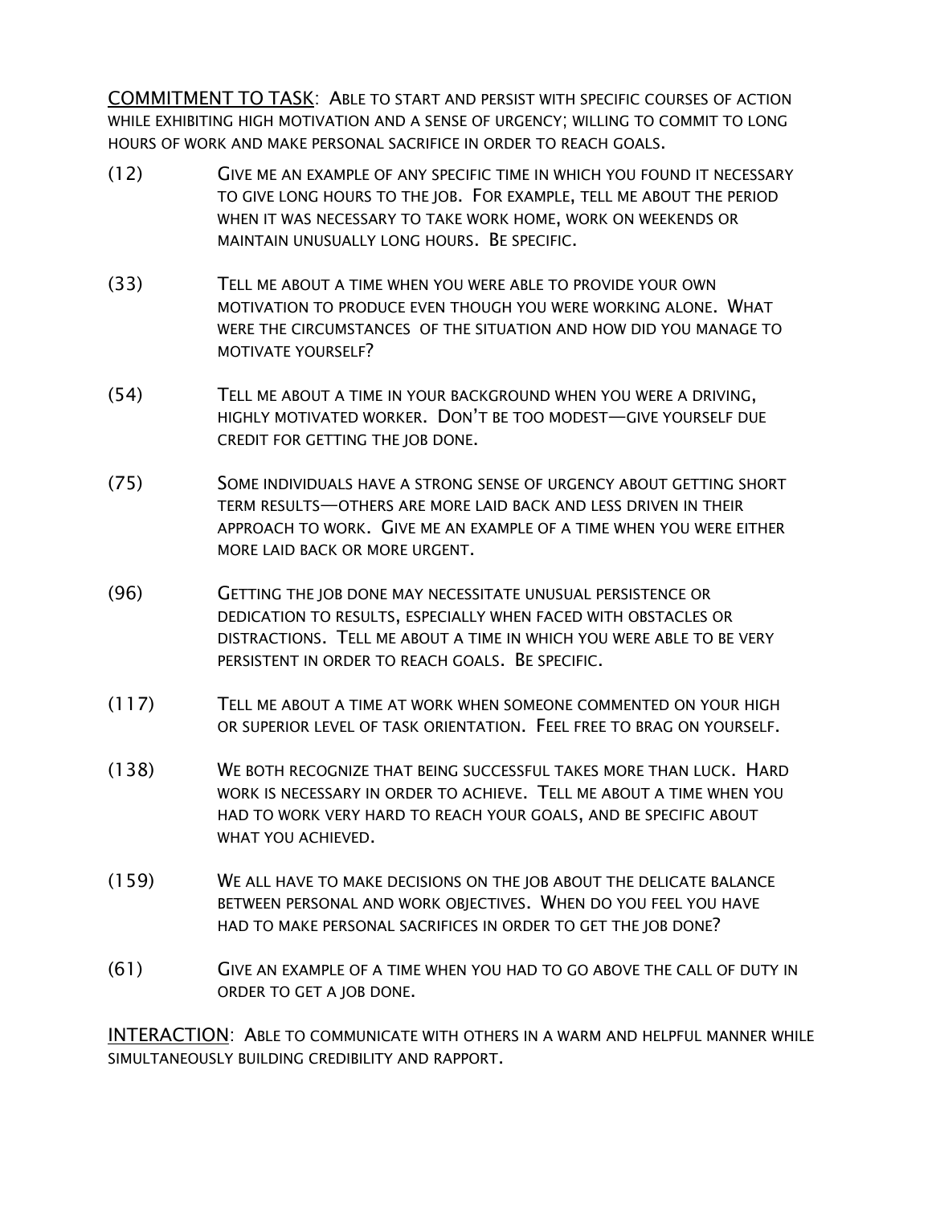<u>COMMITMENT TO TASK</u>: ABLE TO START AND PERSIST WITH SPECIFIC COURSES OF ACTION WHILE EXHIBITING HIGH MOTIVATION AND A SENSE OF URGENCY; WILLING TO COMMIT TO LONG HOURS OF WORK AND MAKE PERSONAL SACRIFICE IN ORDER TO REACH GOALS.

(12) GIVE ME AN EXAMPLE OF ANY SPECIFIC TIME IN WHICH YOU FOUND IT NECESSARY TO GIVE LONG HOURS TO THE JOB. FOR EXAMPLE, TELL ME ABOUT THE PERIOD WHEN IT WAS NECESSARY TO TAKE WORK HOME, WORK ON WEEKENDS OR MAINTAIN UNUSUALLY LONG HOURS. BE SPECIFIC.

(33) TELL ME ABOUT A TIME WHEN YOU WERE ABLE TO PROVIDE YOUR OWN MOTIVATION TO PRODUCE EVEN THOUGH YOU WERE WORKING ALONE. WHAT WERE THE CIRCUMSTANCES OF THE SITUATION AND HOW DID YOU MANAGE TO MOTIVATE YOURSELF?

(54) TELL ME ABOUT A TIME IN YOUR BACKGROUND WHEN YOU WERE A DRIVING, HIGHLY MOTIVATED WORKER. DON'T BE TOO MODEST—GIVE YOURSELF DUE CREDIT FOR GETTING THE JOB DONE.

(75) SOME INDIVIDUALS HAVE A STRONG SENSE OF URGENCY ABOUT GETTING SHORT TERM RESULTS—OTHERS ARE MORE LAID BACK AND LESS DRIVEN IN THEIR APPROACH TO WORK. GIVE ME AN EXAMPLE OF A TIME WHEN YOU WERE EITHER MORE LAID BACK OR MORE URGENT.

(96) GETTING THE JOB DONE MAY NECESSITATE UNUSUAL PERSISTENCE OR DEDICATION TO RESULTS, ESPECIALLY WHEN FACED WITH OBSTACLES OR DISTRACTIONS. TELL ME ABOUT A TIME IN WHICH YOU WERE ABLE TO BE VERY PERSISTENT IN ORDER TO REACH GOALS. BE SPECIFIC.

(117) TELL ME ABOUT A TIME AT WORK WHEN SOMEONE COMMENTED ON YOUR HIGH OR SUPERIOR LEVEL OF TASK ORIENTATION. FEEL FREE TO BRAG ON YOURSELF.

(138) WE BOTH RECOGNIZE THAT BEING SUCCESSFUL TAKES MORE THAN LUCK. HARD WORK IS NECESSARY IN ORDER TO ACHIEVE. TELL ME ABOUT A TIME WHEN YOU HAD TO WORK VERY HARD TO REACH YOUR GOALS, AND BE SPECIFIC ABOUT WHAT YOU ACHIEVED.

(159) WE ALL HAVE TO MAKE DECISIONS ON THE JOB ABOUT THE DELICATE BALANCE BETWEEN PERSONAL AND WORK OBJECTIVES. WHEN DO YOU FEEL YOU HAVE HAD TO MAKE PERSONAL SACRIFICES IN ORDER TO GET THE JOB DONE?

(61) GIVE AN EXAMPLE OF A TIME WHEN YOU HAD TO GO ABOVE THE CALL OF DUTY IN ORDER TO GET A JOB DONE.

<u>INTERACTION</u>: ABLE TO COMMUNICATE WITH OTHERS IN A WARM AND HELPFUL MANNER WHILE SIMULTANEOUSLY BUILDING CREDIBILITY AND RAPPORT.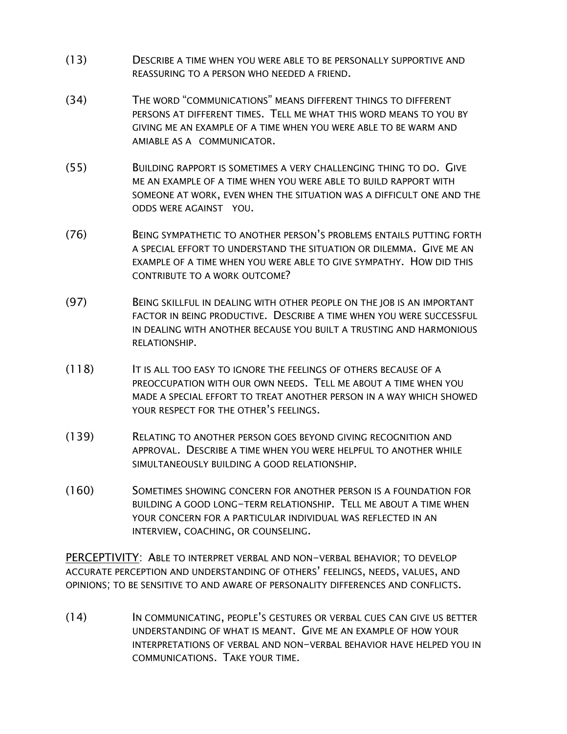(13) Describe a time when you were able to be personally supportive and reassuring to a person who needed a friend.

(34) The word "communications" means different things to different persons at different times. Tell me what this word means to you by giving me an example of a time when you were able to be warm and amiable as a communicator.

(55) Building rapport is sometimes a very challenging thing to do. Give me an example of a time when you were able to build rapport with someone at work, even when the situation was a difficult one and the odds were against you.

(76) Being sympathetic to another person's problems entails putting forth a special effort to understand the situation or dilemma. Give me an example of a time when you were able to give sympathy. How did this contribute to a work outcome?

(97) Being skillful in dealing with other people on the job is an important factor in being productive. Describe a time when you were successful in dealing with another because you built a trusting and harmonious relationship.

(118) It is all too easy to ignore the feelings of others because of a preoccupation with our own needs. Tell me about a time when you made a special effort to treat another person in a way which showed your respect for the other's feelings.

(139) Relating to another person goes beyond giving recognition and approval. Describe a time when you were helpful to another while simultaneously building a good relationship.

(160) Sometimes showing concern for another person is a foundation for building a good long-term relationship. Tell me about a time when your concern for a particular individual was reflected in an interview, coaching, or counseling.

PERCEPTIVITY: Able to interpret verbal and non-verbal behavior; to develop accurate perception and understanding of others' feelings, needs, values, and opinions; to be sensitive to and aware of personality differences and conflicts.

(14) In communicating, people's gestures or verbal cues can give us better understanding of what is meant. Give me an example of how your interpretations of verbal and non-verbal behavior have helped you in communications. Take your time.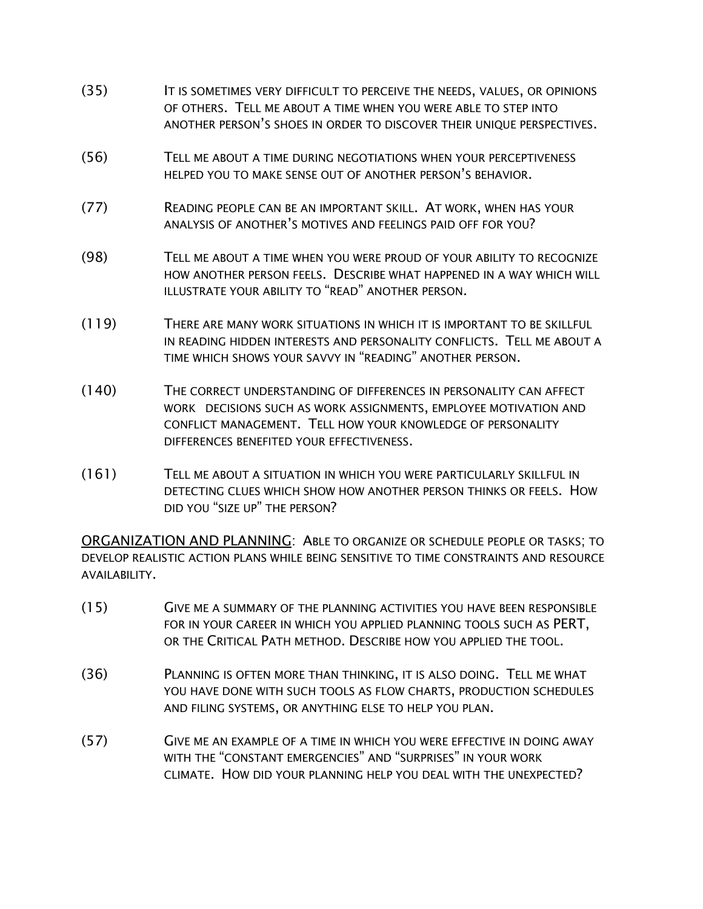(35) It is sometimes very difficult to perceive the needs, values, or opinions of others. Tell me about a time when you were able to step into another person's shoes in order to discover their unique perspectives.

(56) Tell me about a time during negotiations when your perceptiveness helped you to make sense out of another person's behavior.

(77) Reading people can be an important skill. At work, when has your analysis of another's motives and feelings paid off for you?

(98) Tell me about a time when you were proud of your ability to recognize how another person feels. Describe what happened in a way which will illustrate your ability to "read" another person.

(119) There are many work situations in which it is important to be skillful in reading hidden interests and personality conflicts. Tell me about a time which shows your savvy in "reading" another person.

(140) The correct understanding of differences in personality can affect work decisions such as work assignments, employee motivation and conflict management. Tell how your knowledge of personality differences benefited your effectiveness.

(161) Tell me about a situation in which you were particularly skillful in detecting clues which show how another person thinks or feels. How did you "size up" the person?

<u>ORGANIZATION AND PLANNING</u>: Able to organize or schedule people or tasks; to develop realistic action plans while being sensitive to time constraints and resource availability.

(15) Give me a summary of the planning activities you have been responsible for in your career in which you applied planning tools such as PERT, or the Critical Path method. Describe how you applied the tool.

(36) Planning is often more than thinking, it is also doing. Tell me what you have done with such tools as flow charts, production schedules and filing systems, or anything else to help you plan.

(57) Give me an example of a time in which you were effective in doing away with the "constant emergencies" and "surprises" in your work climate. How did your planning help you deal with the unexpected?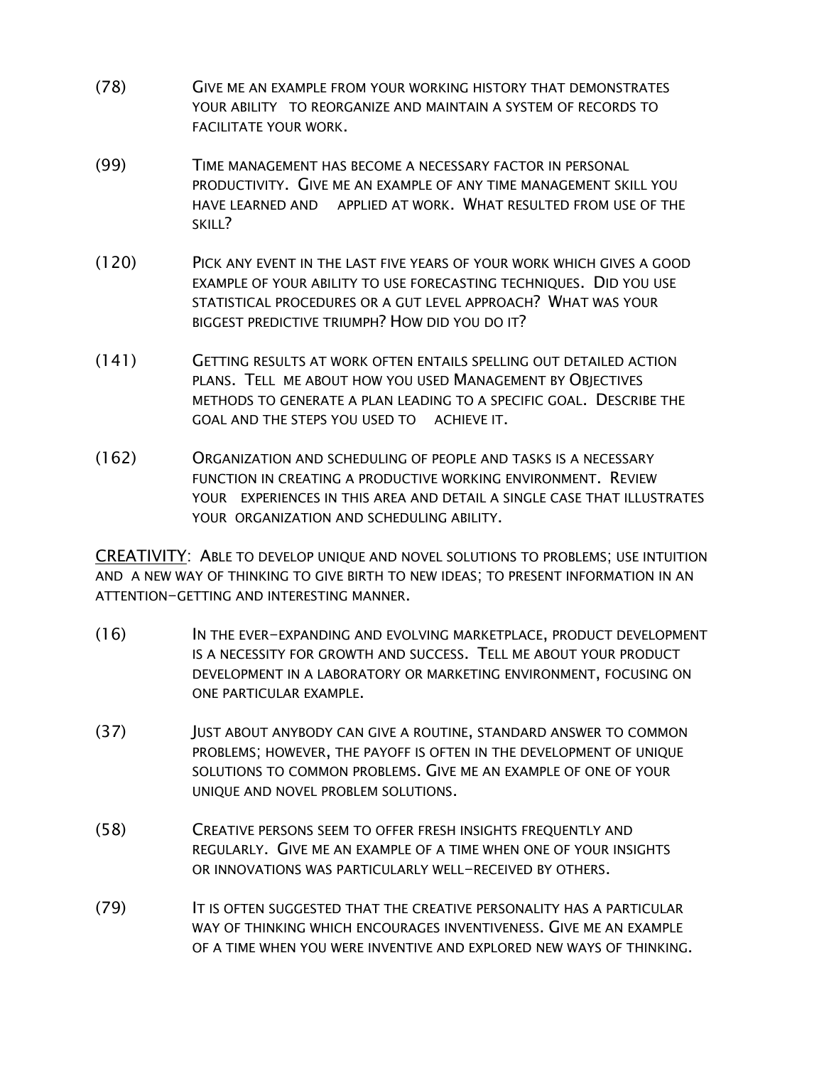(78) GIVE ME AN EXAMPLE FROM YOUR WORKING HISTORY THAT DEMONSTRATES YOUR ABILITY TO REORGANIZE AND MAINTAIN A SYSTEM OF RECORDS TO FACILITATE YOUR WORK.

(99) TIME MANAGEMENT HAS BECOME A NECESSARY FACTOR IN PERSONAL PRODUCTIVITY. GIVE ME AN EXAMPLE OF ANY TIME MANAGEMENT SKILL YOU HAVE LEARNED AND APPLIED AT WORK. WHAT RESULTED FROM USE OF THE SKILL?

(120) PICK ANY EVENT IN THE LAST FIVE YEARS OF YOUR WORK WHICH GIVES A GOOD EXAMPLE OF YOUR ABILITY TO USE FORECASTING TECHNIQUES. DID YOU USE STATISTICAL PROCEDURES OR A GUT LEVEL APPROACH? WHAT WAS YOUR BIGGEST PREDICTIVE TRIUMPH? HOW DID YOU DO IT?

(141) GETTING RESULTS AT WORK OFTEN ENTAILS SPELLING OUT DETAILED ACTION PLANS. TELL ME ABOUT HOW YOU USED MANAGEMENT BY OBJECTIVES METHODS TO GENERATE A PLAN LEADING TO A SPECIFIC GOAL. DESCRIBE THE GOAL AND THE STEPS YOU USED TO ACHIEVE IT.

(162) ORGANIZATION AND SCHEDULING OF PEOPLE AND TASKS IS A NECESSARY FUNCTION IN CREATING A PRODUCTIVE WORKING ENVIRONMENT. REVIEW YOUR EXPERIENCES IN THIS AREA AND DETAIL A SINGLE CASE THAT ILLUSTRATES YOUR ORGANIZATION AND SCHEDULING ABILITY.

<u>CREATIVITY</u>: ABLE TO DEVELOP UNIQUE AND NOVEL SOLUTIONS TO PROBLEMS; USE INTUITION AND A NEW WAY OF THINKING TO GIVE BIRTH TO NEW IDEAS; TO PRESENT INFORMATION IN AN ATTENTION-GETTING AND INTERESTING MANNER.

(16) IN THE EVER-EXPANDING AND EVOLVING MARKETPLACE, PRODUCT DEVELOPMENT IS A NECESSITY FOR GROWTH AND SUCCESS. TELL ME ABOUT YOUR PRODUCT DEVELOPMENT IN A LABORATORY OR MARKETING ENVIRONMENT, FOCUSING ON ONE PARTICULAR EXAMPLE.

(37) JUST ABOUT ANYBODY CAN GIVE A ROUTINE, STANDARD ANSWER TO COMMON PROBLEMS; HOWEVER, THE PAYOFF IS OFTEN IN THE DEVELOPMENT OF UNIQUE SOLUTIONS TO COMMON PROBLEMS. GIVE ME AN EXAMPLE OF ONE OF YOUR UNIQUE AND NOVEL PROBLEM SOLUTIONS.

(58) CREATIVE PERSONS SEEM TO OFFER FRESH INSIGHTS FREQUENTLY AND REGULARLY. GIVE ME AN EXAMPLE OF A TIME WHEN ONE OF YOUR INSIGHTS OR INNOVATIONS WAS PARTICULARLY WELL-RECEIVED BY OTHERS.

(79) IT IS OFTEN SUGGESTED THAT THE CREATIVE PERSONALITY HAS A PARTICULAR WAY OF THINKING WHICH ENCOURAGES INVENTIVENESS. GIVE ME AN EXAMPLE OF A TIME WHEN YOU WERE INVENTIVE AND EXPLORED NEW WAYS OF THINKING.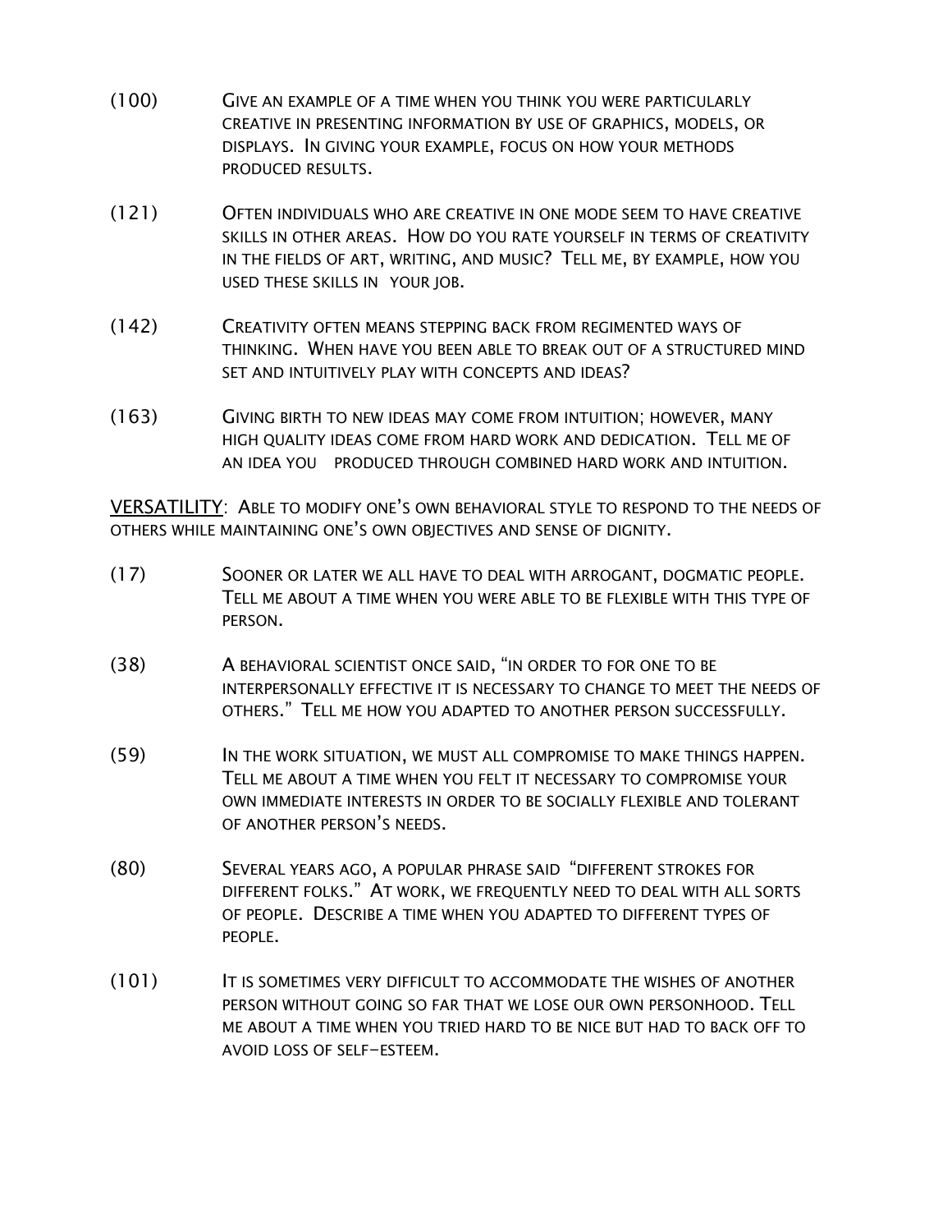(100) Give an example of a time when you think you were particularly creative in presenting information by use of graphics, models, or displays. In giving your example, focus on how your methods produced results.

(121) Often individuals who are creative in one mode seem to have creative skills in other areas. How do you rate yourself in terms of creativity in the fields of art, writing, and music? Tell me, by example, how you used these skills in your job.

(142) Creativity often means stepping back from regimented ways of thinking. When have you been able to break out of a structured mind set and intuitively play with concepts and ideas?

(163) Giving birth to new ideas may come from intuition; however, many high quality ideas come from hard work and dedication. Tell me of an idea you produced through combined hard work and intuition.

<u>VERSATILITY</u>: Able to modify one's own behavioral style to respond to the needs of others while maintaining one's own objectives and sense of dignity.

(17) Sooner or later we all have to deal with arrogant, dogmatic people. Tell me about a time when you were able to be flexible with this type of person.

(38) A behavioral scientist once said, "In order to for one to be interpersonally effective it is necessary to change to meet the needs of others." Tell me how you adapted to another person successfully.

(59) In the work situation, we must all compromise to make things happen. Tell me about a time when you felt it necessary to compromise your own immediate interests in order to be socially flexible and tolerant of another person's needs.

(80) Several years ago, a popular phrase said "different strokes for different folks." At work, we frequently need to deal with all sorts of people. Describe a time when you adapted to different types of people.

(101) It is sometimes very difficult to accommodate the wishes of another person without going so far that we lose our own personhood. Tell me about a time when you tried hard to be nice but had to back off to avoid loss of self-esteem.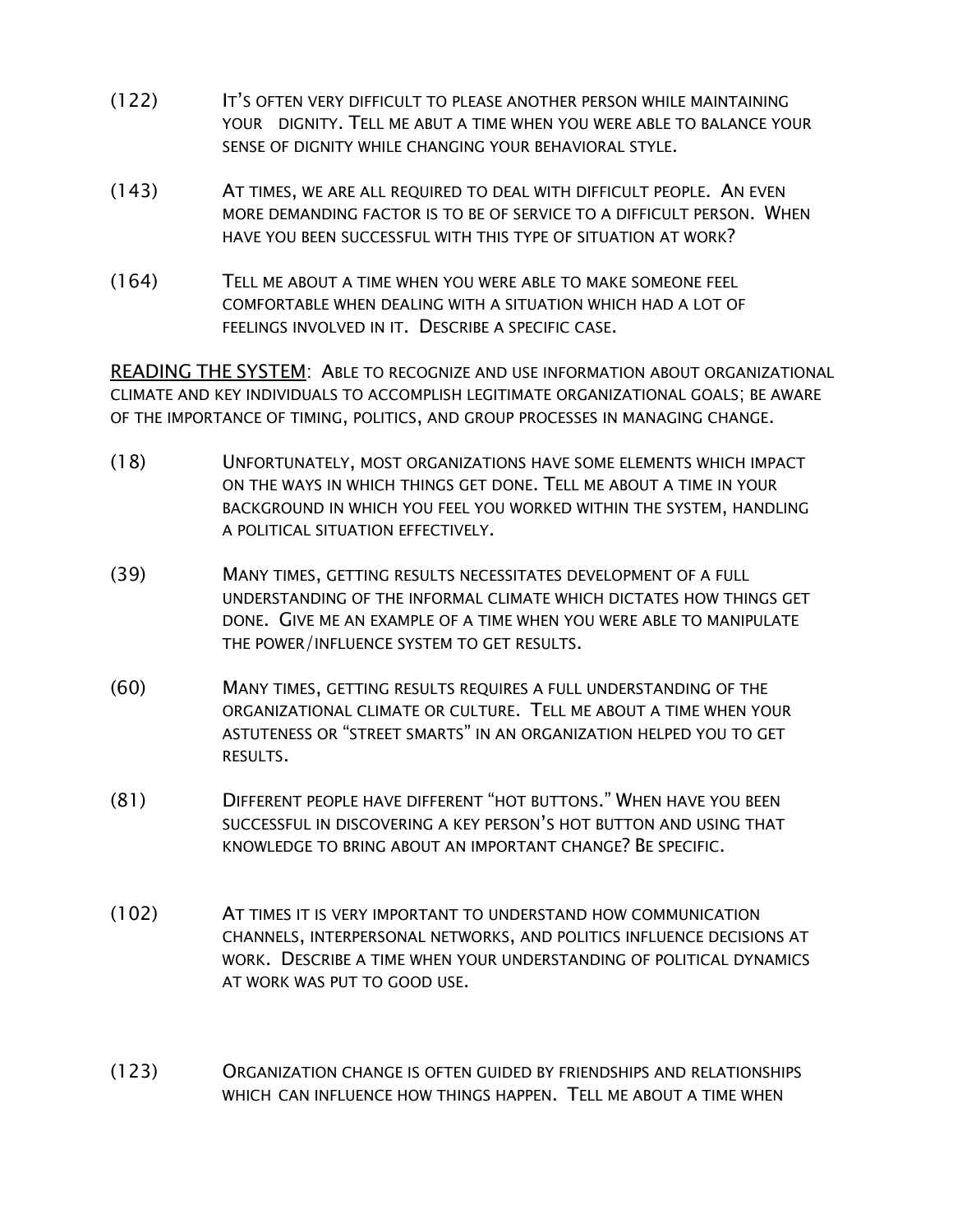(122) It's often very difficult to please another person while maintaining your dignity. Tell me abut a time when you were able to balance your sense of dignity while changing your behavioral style.

(143) At times, we are all required to deal with difficult people. An even more demanding factor is to be of service to a difficult person. When have you been successful with this type of situation at work?

(164) Tell me about a time when you were able to make someone feel comfortable when dealing with a situation which had a lot of feelings involved in it. Describe a specific case.

<u>Reading the System</u>: Able to recognize and use information about organizational climate and key individuals to accomplish legitimate organizational goals; be aware of the importance of timing, politics, and group processes in managing change.

(18) Unfortunately, most organizations have some elements which impact on the ways in which things get done. Tell me about a time in your background in which you feel you worked within the system, handling a political situation effectively.

(39) Many times, getting results necessitates development of a full understanding of the informal climate which dictates how things get done. Give me an example of a time when you were able to manipulate the power/influence system to get results.

(60) Many times, getting results requires a full understanding of the organizational climate or culture. Tell me about a time when your astuteness or "street smarts" in an organization helped you to get results.

(81) Different people have different "hot buttons." When have you been successful in discovering a key person's hot button and using that knowledge to bring about an important change? Be specific.

(102) At times it is very important to understand how communication channels, interpersonal networks, and politics influence decisions at work. Describe a time when your understanding of political dynamics at work was put to good use.

(123) Organization change is often guided by friendships and relationships which can influence how things happen. Tell me about a time when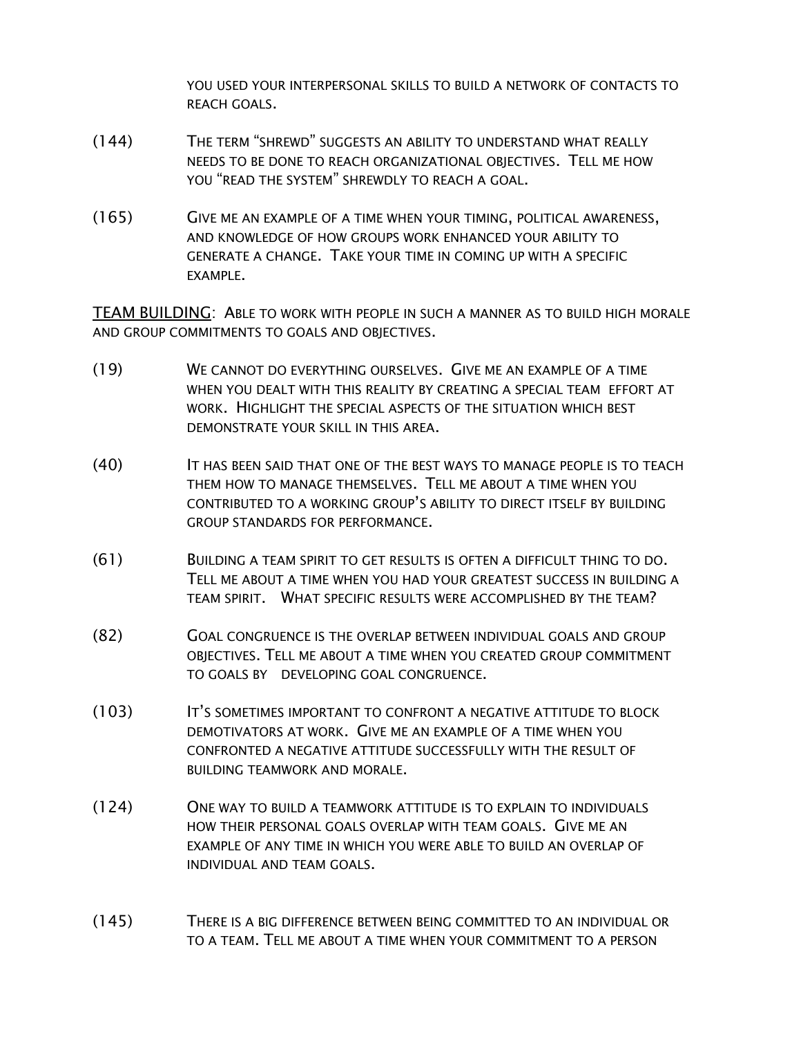YOU USED YOUR INTERPERSONAL SKILLS TO BUILD A NETWORK OF CONTACTS TO REACH GOALS.

(144) THE TERM "SHREWD" SUGGESTS AN ABILITY TO UNDERSTAND WHAT REALLY NEEDS TO BE DONE TO REACH ORGANIZATIONAL OBJECTIVES. TELL ME HOW YOU "READ THE SYSTEM" SHREWDLY TO REACH A GOAL.

(165) GIVE ME AN EXAMPLE OF A TIME WHEN YOUR TIMING, POLITICAL AWARENESS, AND KNOWLEDGE OF HOW GROUPS WORK ENHANCED YOUR ABILITY TO GENERATE A CHANGE. TAKE YOUR TIME IN COMING UP WITH A SPECIFIC EXAMPLE.

<u>TEAM BUILDING</u>: ABLE TO WORK WITH PEOPLE IN SUCH A MANNER AS TO BUILD HIGH MORALE AND GROUP COMMITMENTS TO GOALS AND OBJECTIVES.

(19) WE CANNOT DO EVERYTHING OURSELVES. GIVE ME AN EXAMPLE OF A TIME WHEN YOU DEALT WITH THIS REALITY BY CREATING A SPECIAL TEAM EFFORT AT WORK. HIGHLIGHT THE SPECIAL ASPECTS OF THE SITUATION WHICH BEST DEMONSTRATE YOUR SKILL IN THIS AREA.

(40) IT HAS BEEN SAID THAT ONE OF THE BEST WAYS TO MANAGE PEOPLE IS TO TEACH THEM HOW TO MANAGE THEMSELVES. TELL ME ABOUT A TIME WHEN YOU CONTRIBUTED TO A WORKING GROUP'S ABILITY TO DIRECT ITSELF BY BUILDING GROUP STANDARDS FOR PERFORMANCE.

(61) BUILDING A TEAM SPIRIT TO GET RESULTS IS OFTEN A DIFFICULT THING TO DO. TELL ME ABOUT A TIME WHEN YOU HAD YOUR GREATEST SUCCESS IN BUILDING A TEAM SPIRIT. WHAT SPECIFIC RESULTS WERE ACCOMPLISHED BY THE TEAM?

(82) GOAL CONGRUENCE IS THE OVERLAP BETWEEN INDIVIDUAL GOALS AND GROUP OBJECTIVES. TELL ME ABOUT A TIME WHEN YOU CREATED GROUP COMMITMENT TO GOALS BY DEVELOPING GOAL CONGRUENCE.

(103) IT'S SOMETIMES IMPORTANT TO CONFRONT A NEGATIVE ATTITUDE TO BLOCK DEMOTIVATORS AT WORK. GIVE ME AN EXAMPLE OF A TIME WHEN YOU CONFRONTED A NEGATIVE ATTITUDE SUCCESSFULLY WITH THE RESULT OF BUILDING TEAMWORK AND MORALE.

(124) ONE WAY TO BUILD A TEAMWORK ATTITUDE IS TO EXPLAIN TO INDIVIDUALS HOW THEIR PERSONAL GOALS OVERLAP WITH TEAM GOALS. GIVE ME AN EXAMPLE OF ANY TIME IN WHICH YOU WERE ABLE TO BUILD AN OVERLAP OF INDIVIDUAL AND TEAM GOALS.

(145) THERE IS A BIG DIFFERENCE BETWEEN BEING COMMITTED TO AN INDIVIDUAL OR TO A TEAM. TELL ME ABOUT A TIME WHEN YOUR COMMITMENT TO A PERSON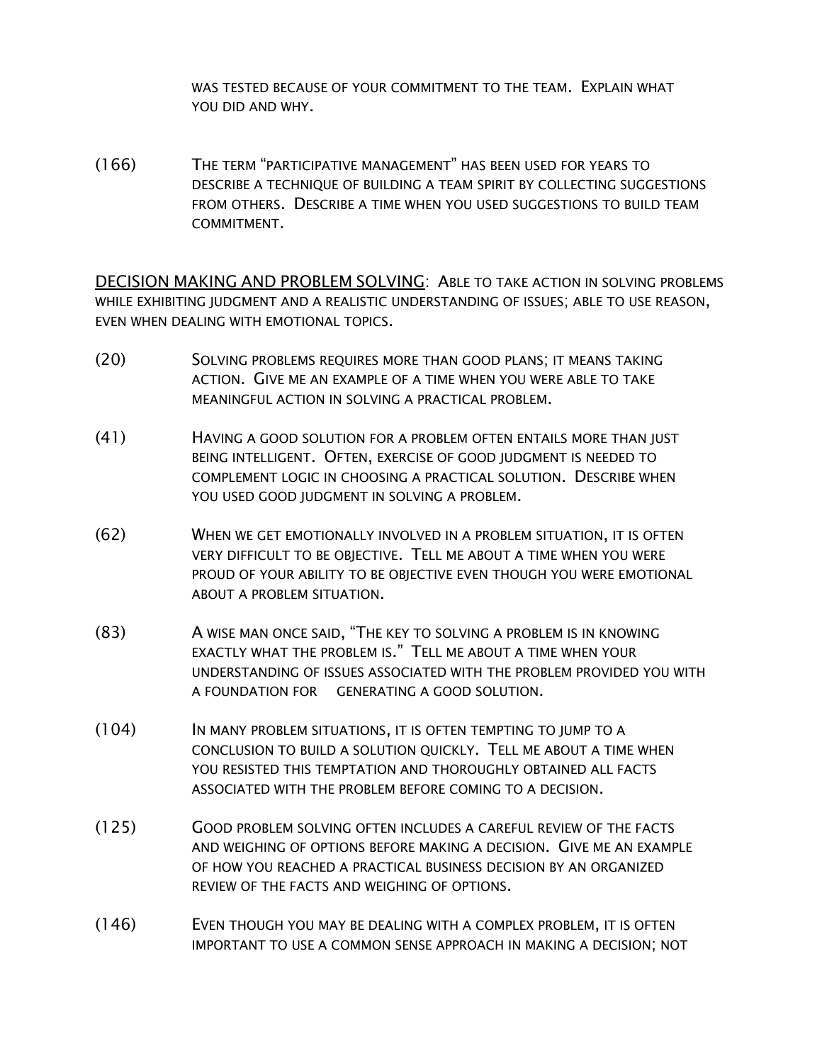WAS TESTED BECAUSE OF YOUR COMMITMENT TO THE TEAM. EXPLAIN WHAT YOU DID AND WHY.

(166) THE TERM "PARTICIPATIVE MANAGEMENT" HAS BEEN USED FOR YEARS TO DESCRIBE A TECHNIQUE OF BUILDING A TEAM SPIRIT BY COLLECTING SUGGESTIONS FROM OTHERS. DESCRIBE A TIME WHEN YOU USED SUGGESTIONS TO BUILD TEAM COMMITMENT.

<u>DECISION MAKING AND PROBLEM SOLVING</u>: ABLE TO TAKE ACTION IN SOLVING PROBLEMS WHILE EXHIBITING JUDGMENT AND A REALISTIC UNDERSTANDING OF ISSUES; ABLE TO USE REASON, EVEN WHEN DEALING WITH EMOTIONAL TOPICS.

(20) SOLVING PROBLEMS REQUIRES MORE THAN GOOD PLANS; IT MEANS TAKING ACTION. GIVE ME AN EXAMPLE OF A TIME WHEN YOU WERE ABLE TO TAKE MEANINGFUL ACTION IN SOLVING A PRACTICAL PROBLEM.

(41) HAVING A GOOD SOLUTION FOR A PROBLEM OFTEN ENTAILS MORE THAN JUST BEING INTELLIGENT. OFTEN, EXERCISE OF GOOD JUDGMENT IS NEEDED TO COMPLEMENT LOGIC IN CHOOSING A PRACTICAL SOLUTION. DESCRIBE WHEN YOU USED GOOD JUDGMENT IN SOLVING A PROBLEM.

(62) WHEN WE GET EMOTIONALLY INVOLVED IN A PROBLEM SITUATION, IT IS OFTEN VERY DIFFICULT TO BE OBJECTIVE. TELL ME ABOUT A TIME WHEN YOU WERE PROUD OF YOUR ABILITY TO BE OBJECTIVE EVEN THOUGH YOU WERE EMOTIONAL ABOUT A PROBLEM SITUATION.

(83) A WISE MAN ONCE SAID, "THE KEY TO SOLVING A PROBLEM IS IN KNOWING EXACTLY WHAT THE PROBLEM IS." TELL ME ABOUT A TIME WHEN YOUR UNDERSTANDING OF ISSUES ASSOCIATED WITH THE PROBLEM PROVIDED YOU WITH A FOUNDATION FOR GENERATING A GOOD SOLUTION.

(104) IN MANY PROBLEM SITUATIONS, IT IS OFTEN TEMPTING TO JUMP TO A CONCLUSION TO BUILD A SOLUTION QUICKLY. TELL ME ABOUT A TIME WHEN YOU RESISTED THIS TEMPTATION AND THOROUGHLY OBTAINED ALL FACTS ASSOCIATED WITH THE PROBLEM BEFORE COMING TO A DECISION.

(125) GOOD PROBLEM SOLVING OFTEN INCLUDES A CAREFUL REVIEW OF THE FACTS AND WEIGHING OF OPTIONS BEFORE MAKING A DECISION. GIVE ME AN EXAMPLE OF HOW YOU REACHED A PRACTICAL BUSINESS DECISION BY AN ORGANIZED REVIEW OF THE FACTS AND WEIGHING OF OPTIONS.

(146) EVEN THOUGH YOU MAY BE DEALING WITH A COMPLEX PROBLEM, IT IS OFTEN IMPORTANT TO USE A COMMON SENSE APPROACH IN MAKING A DECISION; NOT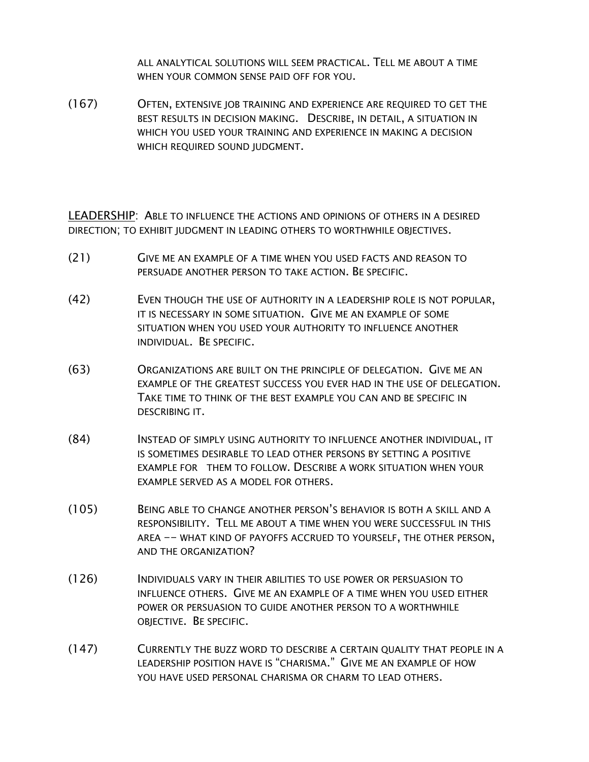ALL ANALYTICAL SOLUTIONS WILL SEEM PRACTICAL. TELL ME ABOUT A TIME WHEN YOUR COMMON SENSE PAID OFF FOR YOU.

(167) OFTEN, EXTENSIVE JOB TRAINING AND EXPERIENCE ARE REQUIRED TO GET THE BEST RESULTS IN DECISION MAKING. DESCRIBE, IN DETAIL, A SITUATION IN WHICH YOU USED YOUR TRAINING AND EXPERIENCE IN MAKING A DECISION WHICH REQUIRED SOUND JUDGMENT.

<u>LEADERSHIP</u>: ABLE TO INFLUENCE THE ACTIONS AND OPINIONS OF OTHERS IN A DESIRED DIRECTION; TO EXHIBIT JUDGMENT IN LEADING OTHERS TO WORTHWHILE OBJECTIVES.

(21) GIVE ME AN EXAMPLE OF A TIME WHEN YOU USED FACTS AND REASON TO PERSUADE ANOTHER PERSON TO TAKE ACTION. BE SPECIFIC.

(42) EVEN THOUGH THE USE OF AUTHORITY IN A LEADERSHIP ROLE IS NOT POPULAR, IT IS NECESSARY IN SOME SITUATION. GIVE ME AN EXAMPLE OF SOME SITUATION WHEN YOU USED YOUR AUTHORITY TO INFLUENCE ANOTHER INDIVIDUAL. BE SPECIFIC.

(63) ORGANIZATIONS ARE BUILT ON THE PRINCIPLE OF DELEGATION. GIVE ME AN EXAMPLE OF THE GREATEST SUCCESS YOU EVER HAD IN THE USE OF DELEGATION. TAKE TIME TO THINK OF THE BEST EXAMPLE YOU CAN AND BE SPECIFIC IN DESCRIBING IT.

(84) INSTEAD OF SIMPLY USING AUTHORITY TO INFLUENCE ANOTHER INDIVIDUAL, IT IS SOMETIMES DESIRABLE TO LEAD OTHER PERSONS BY SETTING A POSITIVE EXAMPLE FOR THEM TO FOLLOW. DESCRIBE A WORK SITUATION WHEN YOUR EXAMPLE SERVED AS A MODEL FOR OTHERS.

(105) BEING ABLE TO CHANGE ANOTHER PERSON'S BEHAVIOR IS BOTH A SKILL AND A RESPONSIBILITY. TELL ME ABOUT A TIME WHEN YOU WERE SUCCESSFUL IN THIS AREA -- WHAT KIND OF PAYOFFS ACCRUED TO YOURSELF, THE OTHER PERSON, AND THE ORGANIZATION?

(126) INDIVIDUALS VARY IN THEIR ABILITIES TO USE POWER OR PERSUASION TO INFLUENCE OTHERS. GIVE ME AN EXAMPLE OF A TIME WHEN YOU USED EITHER POWER OR PERSUASION TO GUIDE ANOTHER PERSON TO A WORTHWHILE OBJECTIVE. BE SPECIFIC.

(147) CURRENTLY THE BUZZ WORD TO DESCRIBE A CERTAIN QUALITY THAT PEOPLE IN A LEADERSHIP POSITION HAVE IS "CHARISMA." GIVE ME AN EXAMPLE OF HOW YOU HAVE USED PERSONAL CHARISMA OR CHARM TO LEAD OTHERS.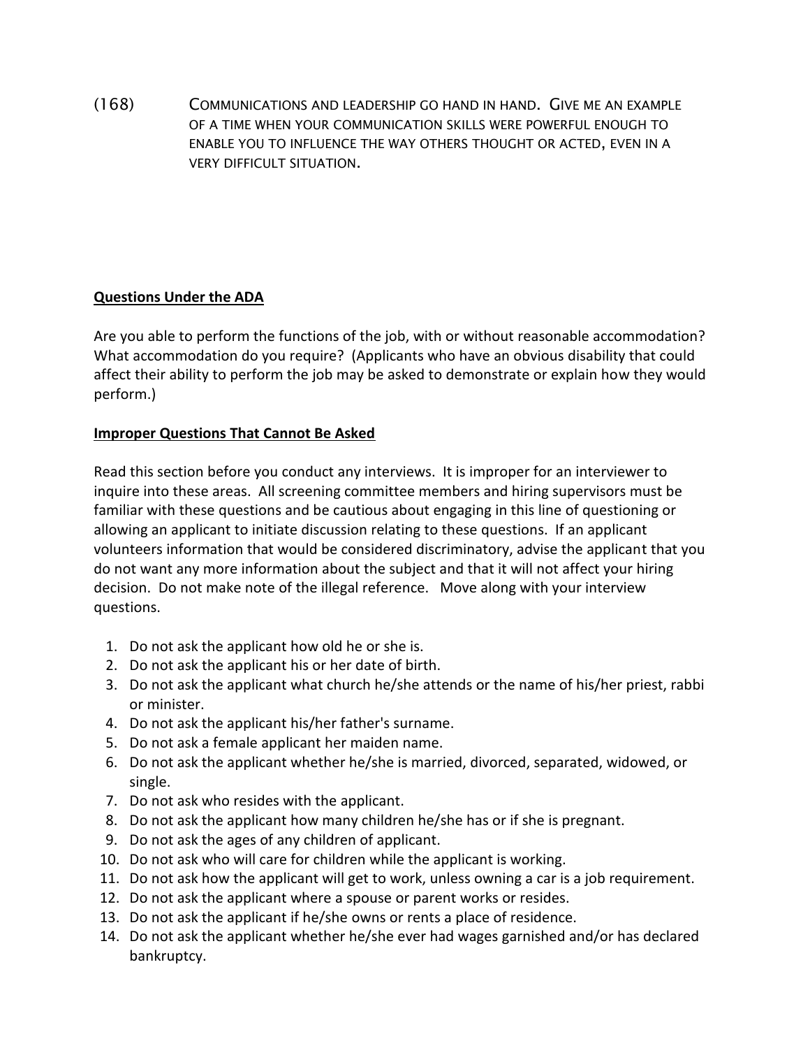(168) Communications and leadership go hand in hand. Give me an example of a time when your communication skills were powerful enough to enable you to influence the way others thought or acted, even in a very difficult situation.

**Questions Under the ADA**

Are you able to perform the functions of the job, with or without reasonable accommodation? What accommodation do you require? (Applicants who have an obvious disability that could affect their ability to perform the job may be asked to demonstrate or explain how they would perform.)

**Improper Questions That Cannot Be Asked**

Read this section before you conduct any interviews. It is improper for an interviewer to inquire into these areas. All screening committee members and hiring supervisors must be familiar with these questions and be cautious about engaging in this line of questioning or allowing an applicant to initiate discussion relating to these questions. If an applicant volunteers information that would be considered discriminatory, advise the applicant that you do not want any more information about the subject and that it will not affect your hiring decision. Do not make note of the illegal reference. Move along with your interview questions.

1. Do not ask the applicant how old he or she is.
2. Do not ask the applicant his or her date of birth.
3. Do not ask the applicant what church he/she attends or the name of his/her priest, rabbi or minister.
4. Do not ask the applicant his/her father's surname.
5. Do not ask a female applicant her maiden name.
6. Do not ask the applicant whether he/she is married, divorced, separated, widowed, or single.
7. Do not ask who resides with the applicant.
8. Do not ask the applicant how many children he/she has or if she is pregnant.
9. Do not ask the ages of any children of applicant.
10. Do not ask who will care for children while the applicant is working.
11. Do not ask how the applicant will get to work, unless owning a car is a job requirement.
12. Do not ask the applicant where a spouse or parent works or resides.
13. Do not ask the applicant if he/she owns or rents a place of residence.
14. Do not ask the applicant whether he/she ever had wages garnished and/or has declared bankruptcy.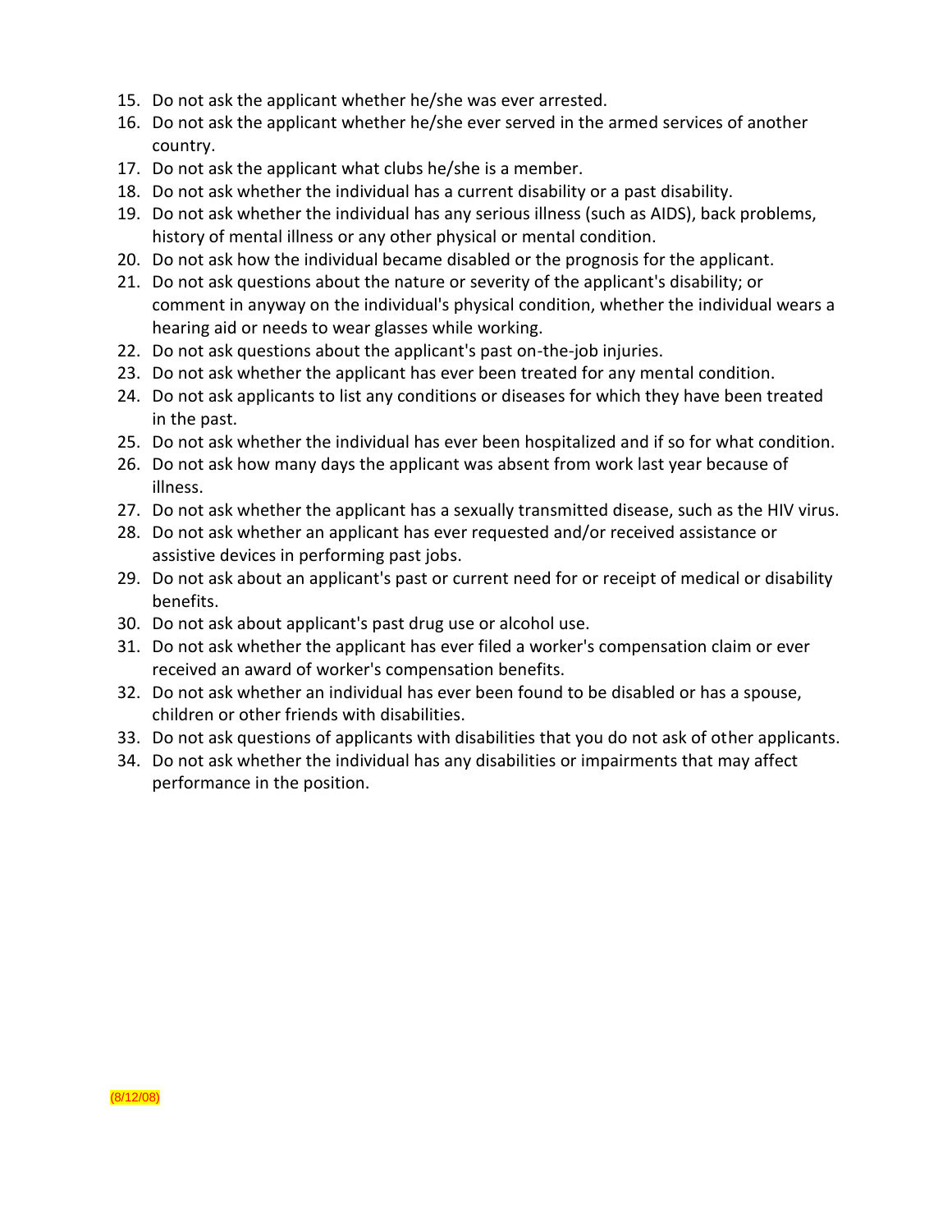15. Do not ask the applicant whether he/she was ever arrested.
16. Do not ask the applicant whether he/she ever served in the armed services of another country.
17. Do not ask the applicant what clubs he/she is a member.
18. Do not ask whether the individual has a current disability or a past disability.
19. Do not ask whether the individual has any serious illness (such as AIDS), back problems, history of mental illness or any other physical or mental condition.
20. Do not ask how the individual became disabled or the prognosis for the applicant.
21. Do not ask questions about the nature or severity of the applicant's disability; or comment in anyway on the individual's physical condition, whether the individual wears a hearing aid or needs to wear glasses while working.
22. Do not ask questions about the applicant's past on-the-job injuries.
23. Do not ask whether the applicant has ever been treated for any mental condition.
24. Do not ask applicants to list any conditions or diseases for which they have been treated in the past.
25. Do not ask whether the individual has ever been hospitalized and if so for what condition.
26. Do not ask how many days the applicant was absent from work last year because of illness.
27. Do not ask whether the applicant has a sexually transmitted disease, such as the HIV virus.
28. Do not ask whether an applicant has ever requested and/or received assistance or assistive devices in performing past jobs.
29. Do not ask about an applicant's past or current need for or receipt of medical or disability benefits.
30. Do not ask about applicant's past drug use or alcohol use.
31. Do not ask whether the applicant has ever filed a worker's compensation claim or ever received an award of worker's compensation benefits.
32. Do not ask whether an individual has ever been found to be disabled or has a spouse, children or other friends with disabilities.
33. Do not ask questions of applicants with disabilities that you do not ask of other applicants.
34. Do not ask whether the individual has any disabilities or impairments that may affect performance in the position.

(8/12/08)